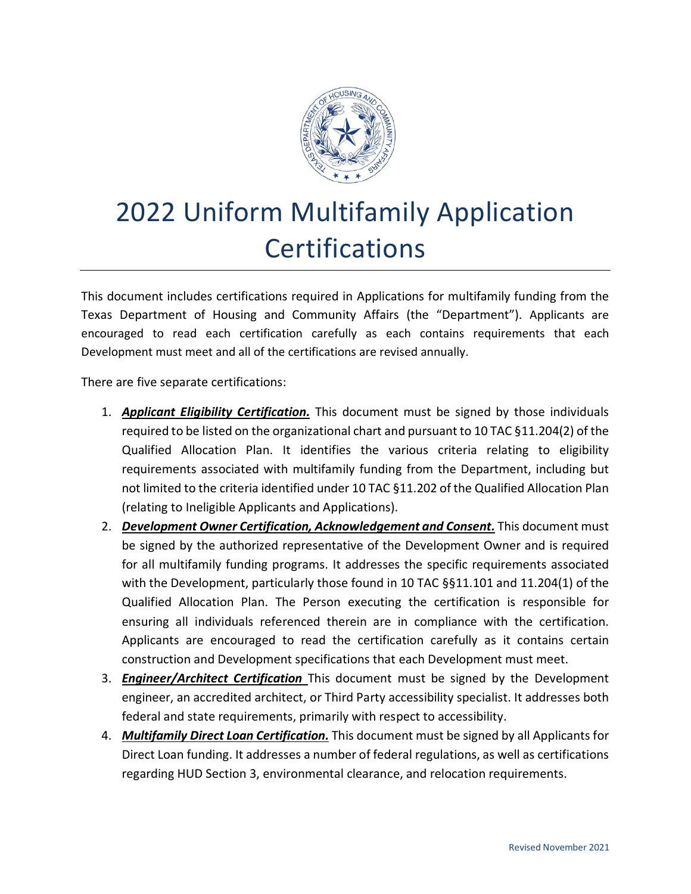# 2022 Uniform Multifamily Application Certifications

This document includes certifications required in Applications for multifamily funding from the Texas Department of Housing and Community Affairs (the "Department"). Applicants are encouraged to read each certification carefully as each contains requirements that each Development must meet and all of the certifications are revised annually.

There are five separate certifications:

1. ***Applicant Eligibility Certification.*** This document must be signed by those individuals required to be listed on the organizational chart and pursuant to 10 TAC §11.204(2) of the Qualified Allocation Plan. It identifies the various criteria relating to eligibility requirements associated with multifamily funding from the Department, including but not limited to the criteria identified under 10 TAC §11.202 of the Qualified Allocation Plan (relating to Ineligible Applicants and Applications).
2. ***Development Owner Certification, Acknowledgement and Consent.*** This document must be signed by the authorized representative of the Development Owner and is required for all multifamily funding programs. It addresses the specific requirements associated with the Development, particularly those found in 10 TAC §§11.101 and 11.204(1) of the Qualified Allocation Plan. The Person executing the certification is responsible for ensuring all individuals referenced therein are in compliance with the certification. Applicants are encouraged to read the certification carefully as it contains certain construction and Development specifications that each Development must meet.
3. ***Engineer/Architect Certification*** This document must be signed by the Development engineer, an accredited architect, or Third Party accessibility specialist. It addresses both federal and state requirements, primarily with respect to accessibility.
4. ***Multifamily Direct Loan Certification.*** This document must be signed by all Applicants for Direct Loan funding. It addresses a number of federal regulations, as well as certifications regarding HUD Section 3, environmental clearance, and relocation requirements.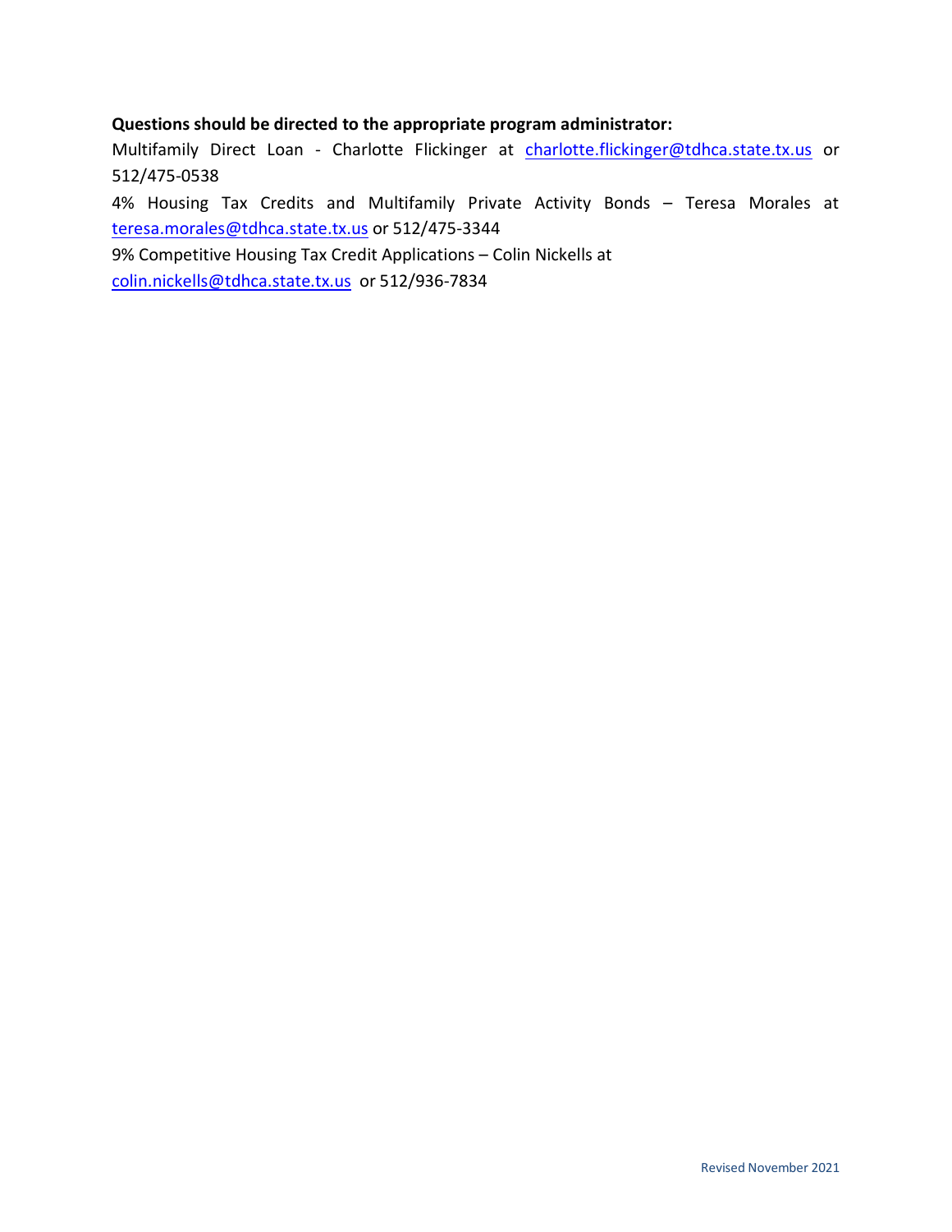**Questions should be directed to the appropriate program administrator:**

Multifamily Direct Loan - Charlotte Flickinger at charlotte.flickinger@tdhca.state.tx.us or 512/475-0538

4% Housing Tax Credits and Multifamily Private Activity Bonds – Teresa Morales at teresa.morales@tdhca.state.tx.us or 512/475-3344

9% Competitive Housing Tax Credit Applications – Colin Nickells at colin.nickells@tdhca.state.tx.us or 512/936-7834

Revised November 2021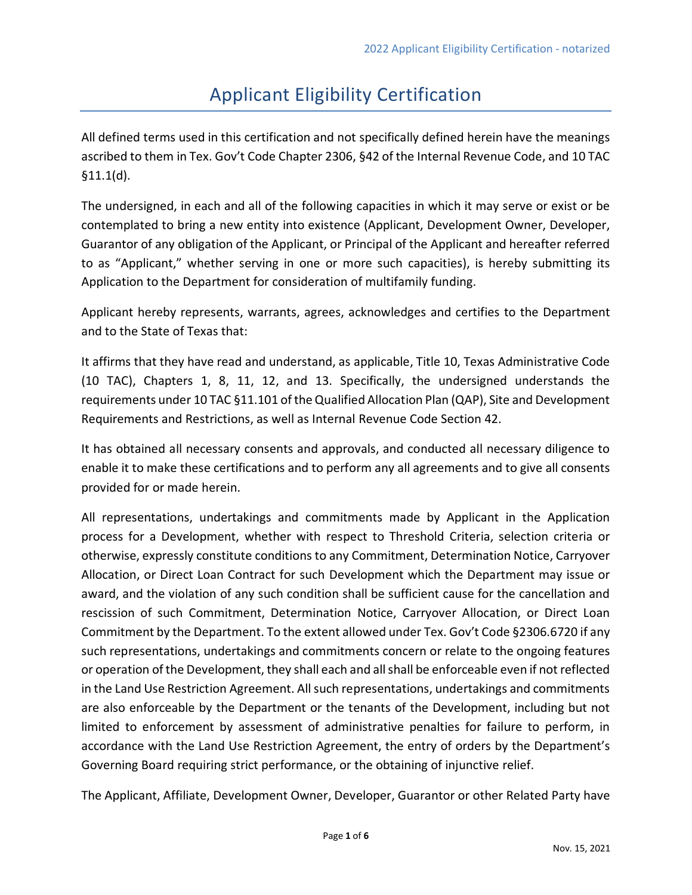# Applicant Eligibility Certification

All defined terms used in this certification and not specifically defined herein have the meanings ascribed to them in Tex. Gov't Code Chapter 2306, §42 of the Internal Revenue Code, and 10 TAC §11.1(d).

The undersigned, in each and all of the following capacities in which it may serve or exist or be contemplated to bring a new entity into existence (Applicant, Development Owner, Developer, Guarantor of any obligation of the Applicant, or Principal of the Applicant and hereafter referred to as "Applicant," whether serving in one or more such capacities), is hereby submitting its Application to the Department for consideration of multifamily funding.

Applicant hereby represents, warrants, agrees, acknowledges and certifies to the Department and to the State of Texas that:

It affirms that they have read and understand, as applicable, Title 10, Texas Administrative Code (10 TAC), Chapters 1, 8, 11, 12, and 13. Specifically, the undersigned understands the requirements under 10 TAC §11.101 of the Qualified Allocation Plan (QAP), Site and Development Requirements and Restrictions, as well as Internal Revenue Code Section 42.

It has obtained all necessary consents and approvals, and conducted all necessary diligence to enable it to make these certifications and to perform any all agreements and to give all consents provided for or made herein.

All representations, undertakings and commitments made by Applicant in the Application process for a Development, whether with respect to Threshold Criteria, selection criteria or otherwise, expressly constitute conditions to any Commitment, Determination Notice, Carryover Allocation, or Direct Loan Contract for such Development which the Department may issue or award, and the violation of any such condition shall be sufficient cause for the cancellation and rescission of such Commitment, Determination Notice, Carryover Allocation, or Direct Loan Commitment by the Department. To the extent allowed under Tex. Gov't Code §2306.6720 if any such representations, undertakings and commitments concern or relate to the ongoing features or operation of the Development, they shall each and all shall be enforceable even if not reflected in the Land Use Restriction Agreement. All such representations, undertakings and commitments are also enforceable by the Department or the tenants of the Development, including but not limited to enforcement by assessment of administrative penalties for failure to perform, in accordance with the Land Use Restriction Agreement, the entry of orders by the Department's Governing Board requiring strict performance, or the obtaining of injunctive relief.

The Applicant, Affiliate, Development Owner, Developer, Guarantor or other Related Party have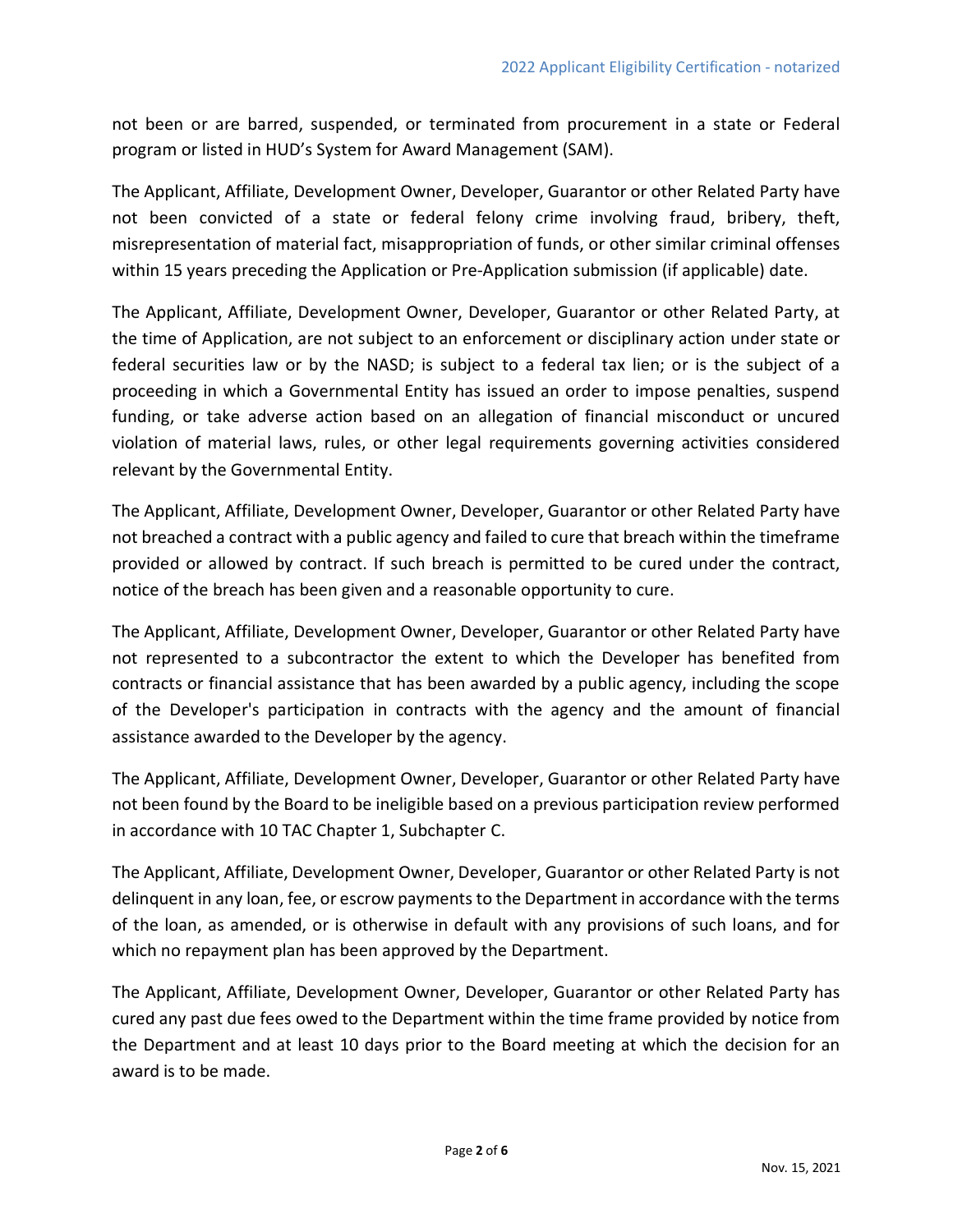not been or are barred, suspended, or terminated from procurement in a state or Federal program or listed in HUD's System for Award Management (SAM).

The Applicant, Affiliate, Development Owner, Developer, Guarantor or other Related Party have not been convicted of a state or federal felony crime involving fraud, bribery, theft, misrepresentation of material fact, misappropriation of funds, or other similar criminal offenses within 15 years preceding the Application or Pre-Application submission (if applicable) date.

The Applicant, Affiliate, Development Owner, Developer, Guarantor or other Related Party, at the time of Application, are not subject to an enforcement or disciplinary action under state or federal securities law or by the NASD; is subject to a federal tax lien; or is the subject of a proceeding in which a Governmental Entity has issued an order to impose penalties, suspend funding, or take adverse action based on an allegation of financial misconduct or uncured violation of material laws, rules, or other legal requirements governing activities considered relevant by the Governmental Entity.

The Applicant, Affiliate, Development Owner, Developer, Guarantor or other Related Party have not breached a contract with a public agency and failed to cure that breach within the timeframe provided or allowed by contract. If such breach is permitted to be cured under the contract, notice of the breach has been given and a reasonable opportunity to cure.

The Applicant, Affiliate, Development Owner, Developer, Guarantor or other Related Party have not represented to a subcontractor the extent to which the Developer has benefited from contracts or financial assistance that has been awarded by a public agency, including the scope of the Developer's participation in contracts with the agency and the amount of financial assistance awarded to the Developer by the agency.

The Applicant, Affiliate, Development Owner, Developer, Guarantor or other Related Party have not been found by the Board to be ineligible based on a previous participation review performed in accordance with 10 TAC Chapter 1, Subchapter C.

The Applicant, Affiliate, Development Owner, Developer, Guarantor or other Related Party is not delinquent in any loan, fee, or escrow payments to the Department in accordance with the terms of the loan, as amended, or is otherwise in default with any provisions of such loans, and for which no repayment plan has been approved by the Department.

The Applicant, Affiliate, Development Owner, Developer, Guarantor or other Related Party has cured any past due fees owed to the Department within the time frame provided by notice from the Department and at least 10 days prior to the Board meeting at which the decision for an award is to be made.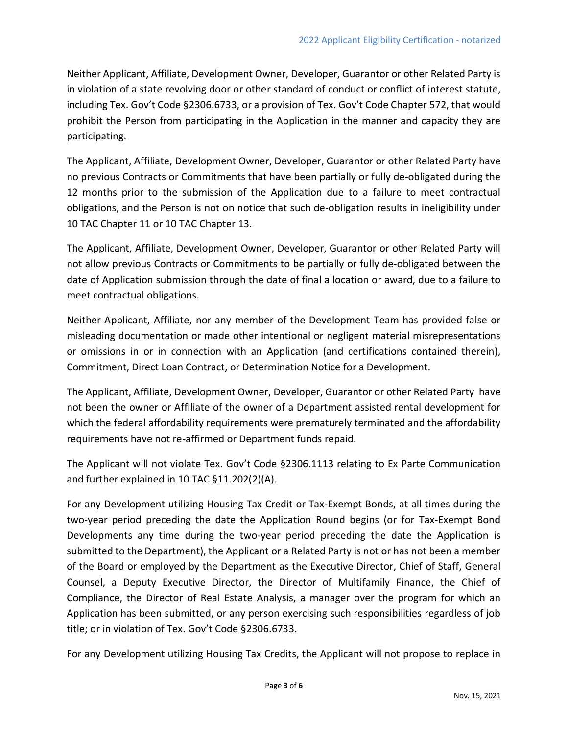Neither Applicant, Affiliate, Development Owner, Developer, Guarantor or other Related Party is in violation of a state revolving door or other standard of conduct or conflict of interest statute, including Tex. Gov't Code §2306.6733, or a provision of Tex. Gov't Code Chapter 572, that would prohibit the Person from participating in the Application in the manner and capacity they are participating.

The Applicant, Affiliate, Development Owner, Developer, Guarantor or other Related Party have no previous Contracts or Commitments that have been partially or fully de-obligated during the 12 months prior to the submission of the Application due to a failure to meet contractual obligations, and the Person is not on notice that such de-obligation results in ineligibility under 10 TAC Chapter 11 or 10 TAC Chapter 13.

The Applicant, Affiliate, Development Owner, Developer, Guarantor or other Related Party will not allow previous Contracts or Commitments to be partially or fully de-obligated between the date of Application submission through the date of final allocation or award, due to a failure to meet contractual obligations.

Neither Applicant, Affiliate, nor any member of the Development Team has provided false or misleading documentation or made other intentional or negligent material misrepresentations or omissions in or in connection with an Application (and certifications contained therein), Commitment, Direct Loan Contract, or Determination Notice for a Development.

The Applicant, Affiliate, Development Owner, Developer, Guarantor or other Related Party have not been the owner or Affiliate of the owner of a Department assisted rental development for which the federal affordability requirements were prematurely terminated and the affordability requirements have not re-affirmed or Department funds repaid.

The Applicant will not violate Tex. Gov't Code §2306.1113 relating to Ex Parte Communication and further explained in 10 TAC §11.202(2)(A).

For any Development utilizing Housing Tax Credit or Tax-Exempt Bonds, at all times during the two-year period preceding the date the Application Round begins (or for Tax-Exempt Bond Developments any time during the two-year period preceding the date the Application is submitted to the Department), the Applicant or a Related Party is not or has not been a member of the Board or employed by the Department as the Executive Director, Chief of Staff, General Counsel, a Deputy Executive Director, the Director of Multifamily Finance, the Chief of Compliance, the Director of Real Estate Analysis, a manager over the program for which an Application has been submitted, or any person exercising such responsibilities regardless of job title; or in violation of Tex. Gov't Code §2306.6733.

For any Development utilizing Housing Tax Credits, the Applicant will not propose to replace in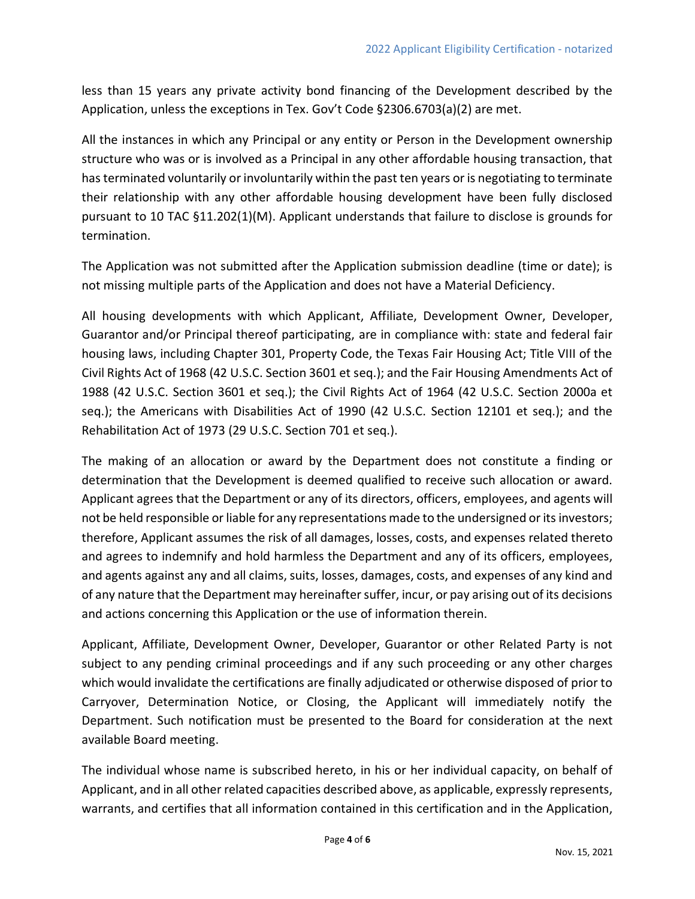less than 15 years any private activity bond financing of the Development described by the Application, unless the exceptions in Tex. Gov't Code §2306.6703(a)(2) are met.

All the instances in which any Principal or any entity or Person in the Development ownership structure who was or is involved as a Principal in any other affordable housing transaction, that has terminated voluntarily or involuntarily within the past ten years or is negotiating to terminate their relationship with any other affordable housing development have been fully disclosed pursuant to 10 TAC §11.202(1)(M). Applicant understands that failure to disclose is grounds for termination.

The Application was not submitted after the Application submission deadline (time or date); is not missing multiple parts of the Application and does not have a Material Deficiency.

All housing developments with which Applicant, Affiliate, Development Owner, Developer, Guarantor and/or Principal thereof participating, are in compliance with: state and federal fair housing laws, including Chapter 301, Property Code, the Texas Fair Housing Act; Title VIII of the Civil Rights Act of 1968 (42 U.S.C. Section 3601 et seq.); and the Fair Housing Amendments Act of 1988 (42 U.S.C. Section 3601 et seq.); the Civil Rights Act of 1964 (42 U.S.C. Section 2000a et seq.); the Americans with Disabilities Act of 1990 (42 U.S.C. Section 12101 et seq.); and the Rehabilitation Act of 1973 (29 U.S.C. Section 701 et seq.).

The making of an allocation or award by the Department does not constitute a finding or determination that the Development is deemed qualified to receive such allocation or award. Applicant agrees that the Department or any of its directors, officers, employees, and agents will not be held responsible or liable for any representations made to the undersigned or its investors; therefore, Applicant assumes the risk of all damages, losses, costs, and expenses related thereto and agrees to indemnify and hold harmless the Department and any of its officers, employees, and agents against any and all claims, suits, losses, damages, costs, and expenses of any kind and of any nature that the Department may hereinafter suffer, incur, or pay arising out of its decisions and actions concerning this Application or the use of information therein.

Applicant, Affiliate, Development Owner, Developer, Guarantor or other Related Party is not subject to any pending criminal proceedings and if any such proceeding or any other charges which would invalidate the certifications are finally adjudicated or otherwise disposed of prior to Carryover, Determination Notice, or Closing, the Applicant will immediately notify the Department. Such notification must be presented to the Board for consideration at the next available Board meeting.

The individual whose name is subscribed hereto, in his or her individual capacity, on behalf of Applicant, and in all other related capacities described above, as applicable, expressly represents, warrants, and certifies that all information contained in this certification and in the Application,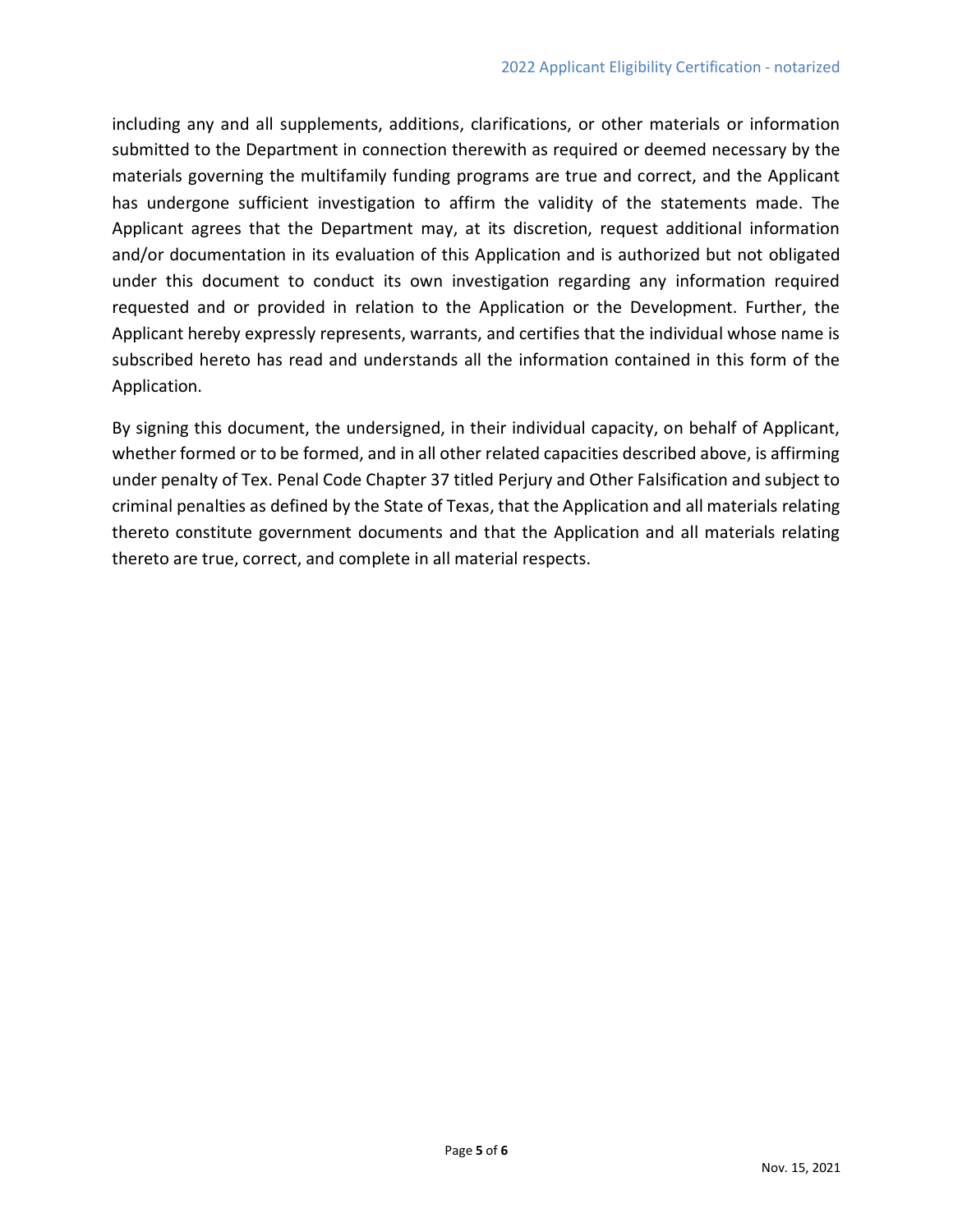including any and all supplements, additions, clarifications, or other materials or information submitted to the Department in connection therewith as required or deemed necessary by the materials governing the multifamily funding programs are true and correct, and the Applicant has undergone sufficient investigation to affirm the validity of the statements made. The Applicant agrees that the Department may, at its discretion, request additional information and/or documentation in its evaluation of this Application and is authorized but not obligated under this document to conduct its own investigation regarding any information required requested and or provided in relation to the Application or the Development. Further, the Applicant hereby expressly represents, warrants, and certifies that the individual whose name is subscribed hereto has read and understands all the information contained in this form of the Application.

By signing this document, the undersigned, in their individual capacity, on behalf of Applicant, whether formed or to be formed, and in all other related capacities described above, is affirming under penalty of Tex. Penal Code Chapter 37 titled Perjury and Other Falsification and subject to criminal penalties as defined by the State of Texas, that the Application and all materials relating thereto constitute government documents and that the Application and all materials relating thereto are true, correct, and complete in all material respects.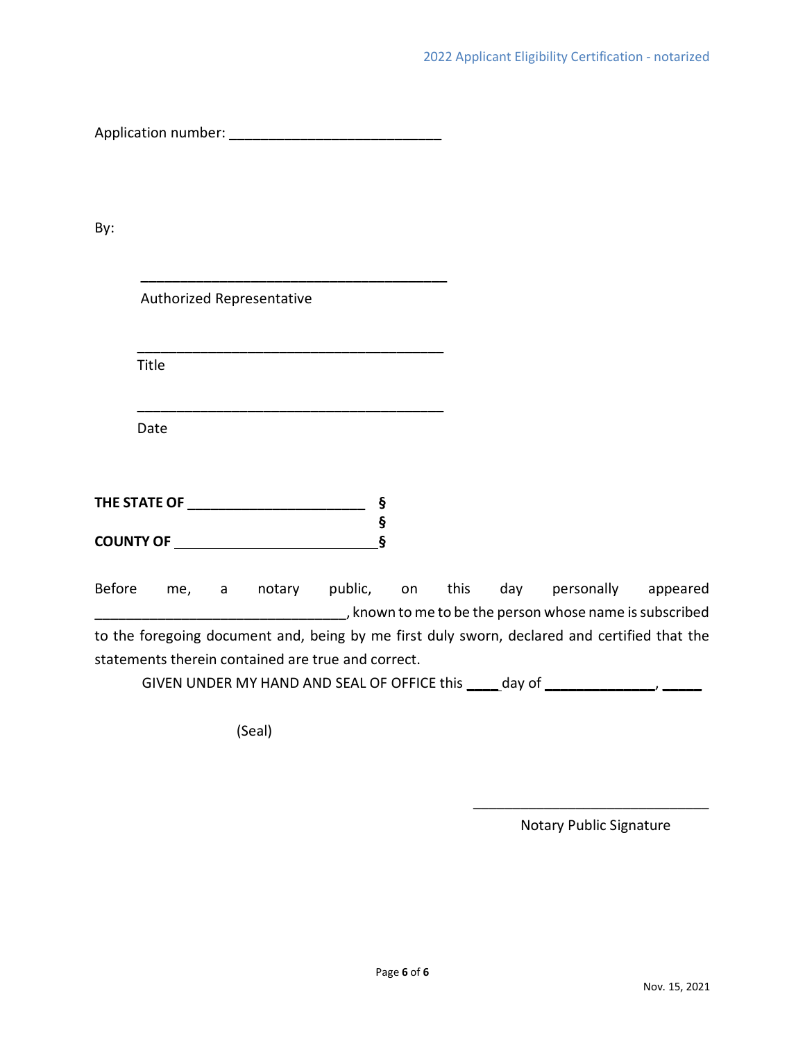Application number: ___________________________

By:

_______________________________________
Authorized Representative

_______________________________________
Title

_______________________________________
Date

**THE STATE OF ______________________ §**
**§**
**COUNTY OF ___________________________ §**

Before me, a notary public, on this day personally appeared ________________________________, known to me to be the person whose name is subscribed to the foregoing document and, being by me first duly sworn, declared and certified that the statements therein contained are true and correct.

GIVEN UNDER MY HAND AND SEAL OF OFFICE this ____ day of ______________, _____

(Seal)

_______________________________
Notary Public Signature

Nov. 15, 2021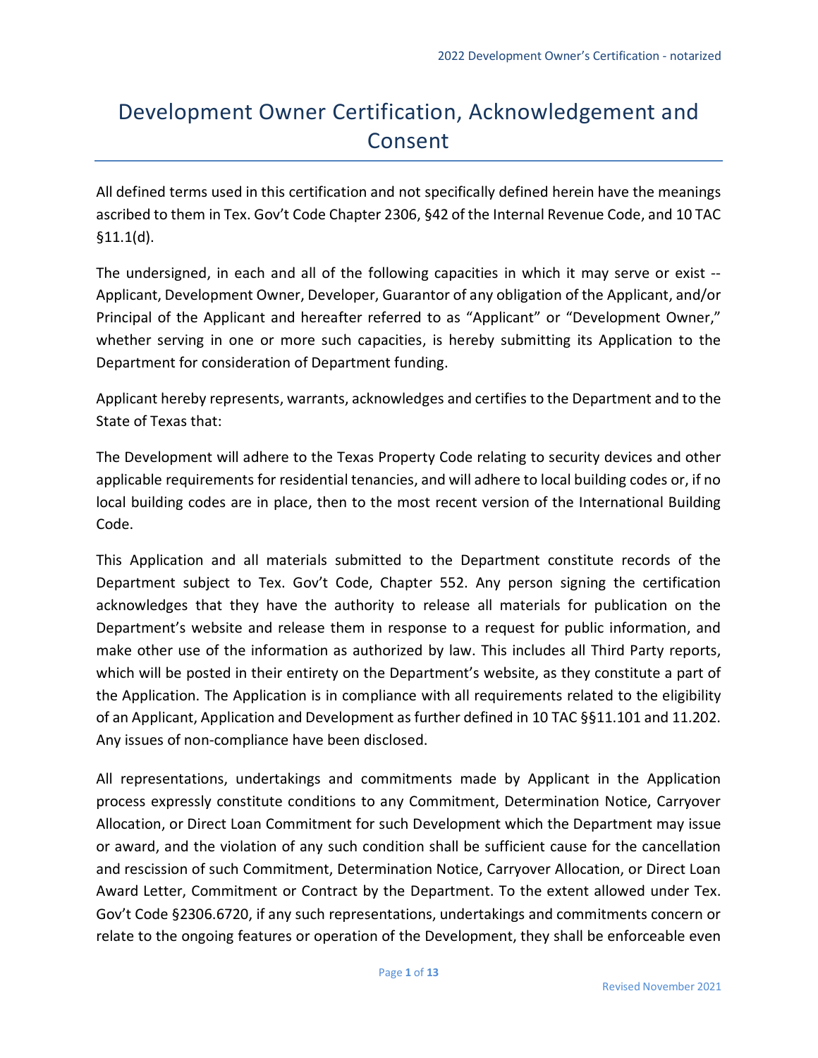# Development Owner Certification, Acknowledgement and Consent

All defined terms used in this certification and not specifically defined herein have the meanings ascribed to them in Tex. Gov't Code Chapter 2306, §42 of the Internal Revenue Code, and 10 TAC §11.1(d).

The undersigned, in each and all of the following capacities in which it may serve or exist -- Applicant, Development Owner, Developer, Guarantor of any obligation of the Applicant, and/or Principal of the Applicant and hereafter referred to as "Applicant" or "Development Owner," whether serving in one or more such capacities, is hereby submitting its Application to the Department for consideration of Department funding.

Applicant hereby represents, warrants, acknowledges and certifies to the Department and to the State of Texas that:

The Development will adhere to the Texas Property Code relating to security devices and other applicable requirements for residential tenancies, and will adhere to local building codes or, if no local building codes are in place, then to the most recent version of the International Building Code.

This Application and all materials submitted to the Department constitute records of the Department subject to Tex. Gov't Code, Chapter 552. Any person signing the certification acknowledges that they have the authority to release all materials for publication on the Department's website and release them in response to a request for public information, and make other use of the information as authorized by law. This includes all Third Party reports, which will be posted in their entirety on the Department's website, as they constitute a part of the Application. The Application is in compliance with all requirements related to the eligibility of an Applicant, Application and Development as further defined in 10 TAC §§11.101 and 11.202. Any issues of non-compliance have been disclosed.

All representations, undertakings and commitments made by Applicant in the Application process expressly constitute conditions to any Commitment, Determination Notice, Carryover Allocation, or Direct Loan Commitment for such Development which the Department may issue or award, and the violation of any such condition shall be sufficient cause for the cancellation and rescission of such Commitment, Determination Notice, Carryover Allocation, or Direct Loan Award Letter, Commitment or Contract by the Department. To the extent allowed under Tex. Gov't Code §2306.6720, if any such representations, undertakings and commitments concern or relate to the ongoing features or operation of the Development, they shall be enforceable even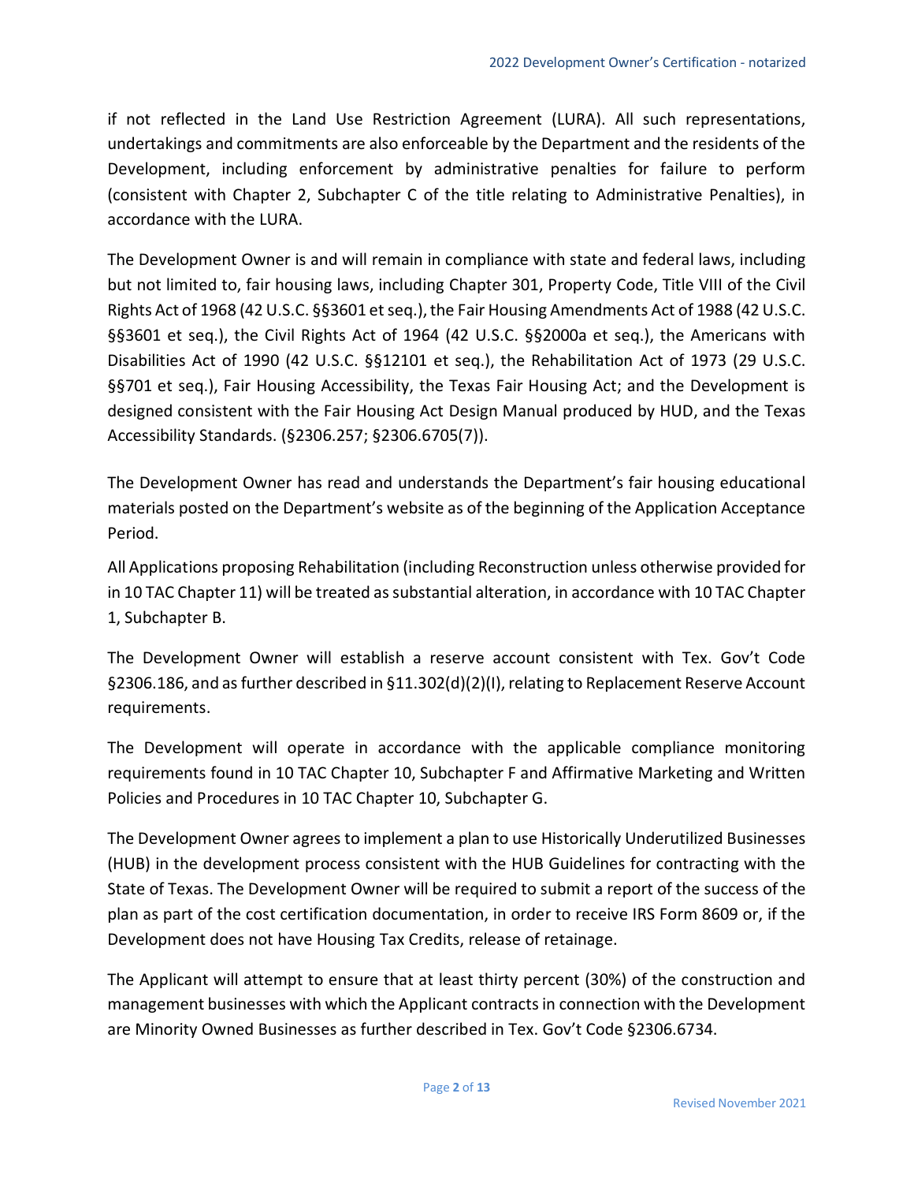if not reflected in the Land Use Restriction Agreement (LURA). All such representations, undertakings and commitments are also enforceable by the Department and the residents of the Development, including enforcement by administrative penalties for failure to perform (consistent with Chapter 2, Subchapter C of the title relating to Administrative Penalties), in accordance with the LURA.

The Development Owner is and will remain in compliance with state and federal laws, including but not limited to, fair housing laws, including Chapter 301, Property Code, Title VIII of the Civil Rights Act of 1968 (42 U.S.C. §§3601 et seq.), the Fair Housing Amendments Act of 1988 (42 U.S.C. §§3601 et seq.), the Civil Rights Act of 1964 (42 U.S.C. §§2000a et seq.), the Americans with Disabilities Act of 1990 (42 U.S.C. §§12101 et seq.), the Rehabilitation Act of 1973 (29 U.S.C. §§701 et seq.), Fair Housing Accessibility, the Texas Fair Housing Act; and the Development is designed consistent with the Fair Housing Act Design Manual produced by HUD, and the Texas Accessibility Standards. (§2306.257; §2306.6705(7)).

The Development Owner has read and understands the Department's fair housing educational materials posted on the Department's website as of the beginning of the Application Acceptance Period.

All Applications proposing Rehabilitation (including Reconstruction unless otherwise provided for in 10 TAC Chapter 11) will be treated as substantial alteration, in accordance with 10 TAC Chapter 1, Subchapter B.

The Development Owner will establish a reserve account consistent with Tex. Gov't Code §2306.186, and as further described in §11.302(d)(2)(I), relating to Replacement Reserve Account requirements.

The Development will operate in accordance with the applicable compliance monitoring requirements found in 10 TAC Chapter 10, Subchapter F and Affirmative Marketing and Written Policies and Procedures in 10 TAC Chapter 10, Subchapter G.

The Development Owner agrees to implement a plan to use Historically Underutilized Businesses (HUB) in the development process consistent with the HUB Guidelines for contracting with the State of Texas. The Development Owner will be required to submit a report of the success of the plan as part of the cost certification documentation, in order to receive IRS Form 8609 or, if the Development does not have Housing Tax Credits, release of retainage.

The Applicant will attempt to ensure that at least thirty percent (30%) of the construction and management businesses with which the Applicant contracts in connection with the Development are Minority Owned Businesses as further described in Tex. Gov't Code §2306.6734.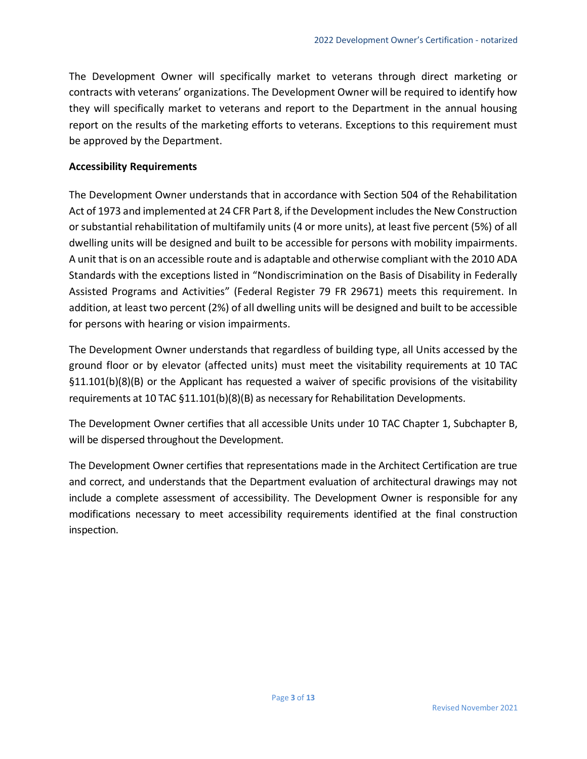The Development Owner will specifically market to veterans through direct marketing or contracts with veterans' organizations. The Development Owner will be required to identify how they will specifically market to veterans and report to the Department in the annual housing report on the results of the marketing efforts to veterans. Exceptions to this requirement must be approved by the Department.

**Accessibility Requirements**

The Development Owner understands that in accordance with Section 504 of the Rehabilitation Act of 1973 and implemented at 24 CFR Part 8, if the Development includes the New Construction or substantial rehabilitation of multifamily units (4 or more units), at least five percent (5%) of all dwelling units will be designed and built to be accessible for persons with mobility impairments. A unit that is on an accessible route and is adaptable and otherwise compliant with the 2010 ADA Standards with the exceptions listed in "Nondiscrimination on the Basis of Disability in Federally Assisted Programs and Activities" (Federal Register 79 FR 29671) meets this requirement. In addition, at least two percent (2%) of all dwelling units will be designed and built to be accessible for persons with hearing or vision impairments.

The Development Owner understands that regardless of building type, all Units accessed by the ground floor or by elevator (affected units) must meet the visitability requirements at 10 TAC §11.101(b)(8)(B) or the Applicant has requested a waiver of specific provisions of the visitability requirements at 10 TAC §11.101(b)(8)(B) as necessary for Rehabilitation Developments.

The Development Owner certifies that all accessible Units under 10 TAC Chapter 1, Subchapter B, will be dispersed throughout the Development.

The Development Owner certifies that representations made in the Architect Certification are true and correct, and understands that the Department evaluation of architectural drawings may not include a complete assessment of accessibility. The Development Owner is responsible for any modifications necessary to meet accessibility requirements identified at the final construction inspection.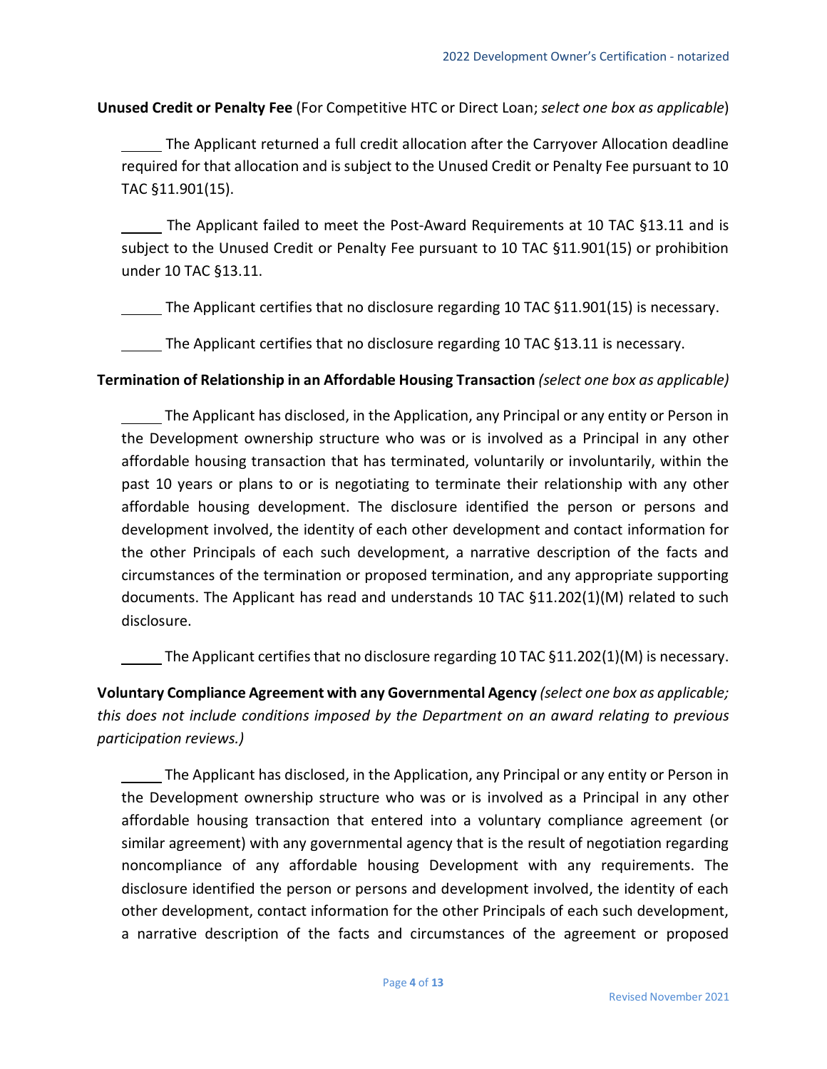**Unused Credit or Penalty Fee** (For Competitive HTC or Direct Loan; *select one box as applicable*)

_____ The Applicant returned a full credit allocation after the Carryover Allocation deadline required for that allocation and is subject to the Unused Credit or Penalty Fee pursuant to 10 TAC §11.901(15).

_____ The Applicant failed to meet the Post-Award Requirements at 10 TAC §13.11 and is subject to the Unused Credit or Penalty Fee pursuant to 10 TAC §11.901(15) or prohibition under 10 TAC §13.11.

_____ The Applicant certifies that no disclosure regarding 10 TAC §11.901(15) is necessary.

_____ The Applicant certifies that no disclosure regarding 10 TAC §13.11 is necessary.

**Termination of Relationship in an Affordable Housing Transaction** *(select one box as applicable)*

_____ The Applicant has disclosed, in the Application, any Principal or any entity or Person in the Development ownership structure who was or is involved as a Principal in any other affordable housing transaction that has terminated, voluntarily or involuntarily, within the past 10 years or plans to or is negotiating to terminate their relationship with any other affordable housing development. The disclosure identified the person or persons and development involved, the identity of each other development and contact information for the other Principals of each such development, a narrative description of the facts and circumstances of the termination or proposed termination, and any appropriate supporting documents. The Applicant has read and understands 10 TAC §11.202(1)(M) related to such disclosure.

_____ The Applicant certifies that no disclosure regarding 10 TAC §11.202(1)(M) is necessary.

**Voluntary Compliance Agreement with any Governmental Agency** *(select one box as applicable; this does not include conditions imposed by the Department on an award relating to previous participation reviews.)*

_____ The Applicant has disclosed, in the Application, any Principal or any entity or Person in the Development ownership structure who was or is involved as a Principal in any other affordable housing transaction that entered into a voluntary compliance agreement (or similar agreement) with any governmental agency that is the result of negotiation regarding noncompliance of any affordable housing Development with any requirements. The disclosure identified the person or persons and development involved, the identity of each other development, contact information for the other Principals of each such development, a narrative description of the facts and circumstances of the agreement or proposed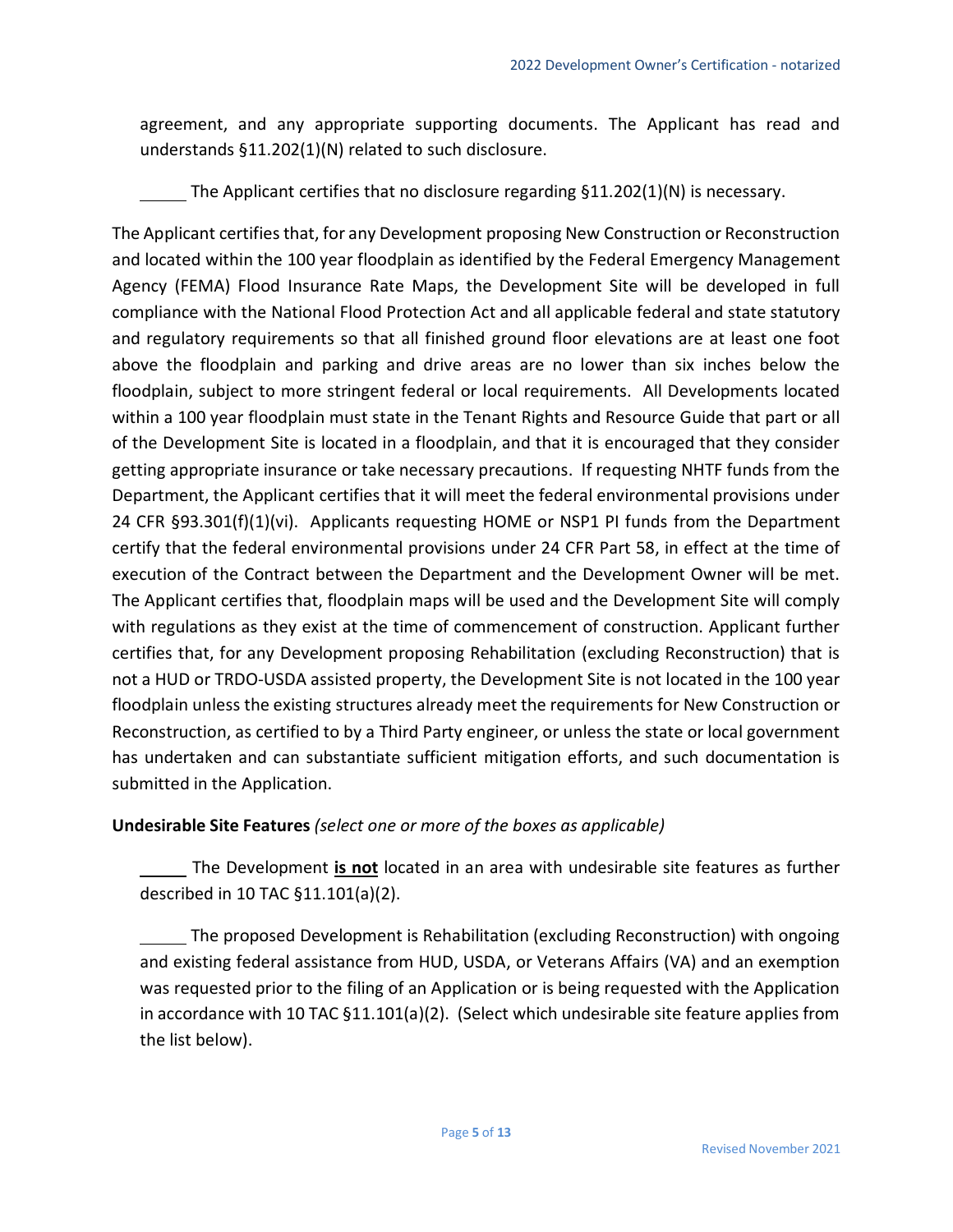agreement, and any appropriate supporting documents. The Applicant has read and understands §11.202(1)(N) related to such disclosure.

_____ The Applicant certifies that no disclosure regarding §11.202(1)(N) is necessary.

The Applicant certifies that, for any Development proposing New Construction or Reconstruction and located within the 100 year floodplain as identified by the Federal Emergency Management Agency (FEMA) Flood Insurance Rate Maps, the Development Site will be developed in full compliance with the National Flood Protection Act and all applicable federal and state statutory and regulatory requirements so that all finished ground floor elevations are at least one foot above the floodplain and parking and drive areas are no lower than six inches below the floodplain, subject to more stringent federal or local requirements. All Developments located within a 100 year floodplain must state in the Tenant Rights and Resource Guide that part or all of the Development Site is located in a floodplain, and that it is encouraged that they consider getting appropriate insurance or take necessary precautions. If requesting NHTF funds from the Department, the Applicant certifies that it will meet the federal environmental provisions under 24 CFR §93.301(f)(1)(vi). Applicants requesting HOME or NSP1 PI funds from the Department certify that the federal environmental provisions under 24 CFR Part 58, in effect at the time of execution of the Contract between the Department and the Development Owner will be met. The Applicant certifies that, floodplain maps will be used and the Development Site will comply with regulations as they exist at the time of commencement of construction. Applicant further certifies that, for any Development proposing Rehabilitation (excluding Reconstruction) that is not a HUD or TRDO-USDA assisted property, the Development Site is not located in the 100 year floodplain unless the existing structures already meet the requirements for New Construction or Reconstruction, as certified to by a Third Party engineer, or unless the state or local government has undertaken and can substantiate sufficient mitigation efforts, and such documentation is submitted in the Application.

**Undesirable Site Features** *(select one or more of the boxes as applicable)*

_____ The Development **is not** located in an area with undesirable site features as further described in 10 TAC §11.101(a)(2).

_____ The proposed Development is Rehabilitation (excluding Reconstruction) with ongoing and existing federal assistance from HUD, USDA, or Veterans Affairs (VA) and an exemption was requested prior to the filing of an Application or is being requested with the Application in accordance with 10 TAC §11.101(a)(2). (Select which undesirable site feature applies from the list below).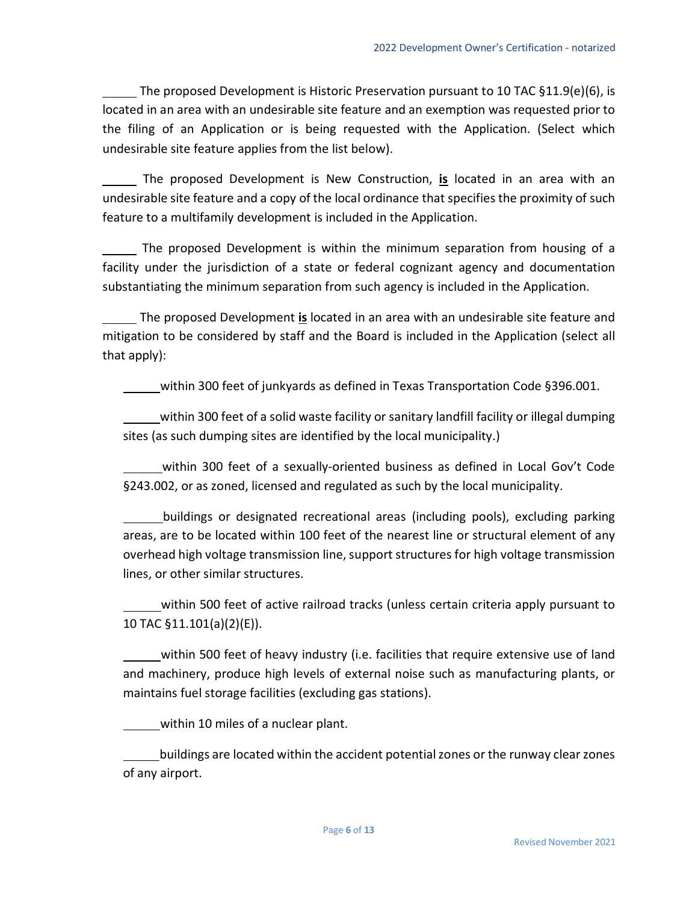\_\_\_\_\_ The proposed Development is Historic Preservation pursuant to 10 TAC §11.9(e)(6), is located in an area with an undesirable site feature and an exemption was requested prior to the filing of an Application or is being requested with the Application. (Select which undesirable site feature applies from the list below).

\_\_\_\_\_ The proposed Development is New Construction, **<u>is</u>** located in an area with an undesirable site feature and a copy of the local ordinance that specifies the proximity of such feature to a multifamily development is included in the Application.

\_\_\_\_\_ The proposed Development is within the minimum separation from housing of a facility under the jurisdiction of a state or federal cognizant agency and documentation substantiating the minimum separation from such agency is included in the Application.

\_\_\_\_\_ The proposed Development **<u>is</u>** located in an area with an undesirable site feature and mitigation to be considered by staff and the Board is included in the Application (select all that apply):

- \_\_\_\_\_ within 300 feet of junkyards as defined in Texas Transportation Code §396.001.
- \_\_\_\_\_ within 300 feet of a solid waste facility or sanitary landfill facility or illegal dumping sites (as such dumping sites are identified by the local municipality.)
- \_\_\_\_\_ within 300 feet of a sexually-oriented business as defined in Local Gov't Code §243.002, or as zoned, licensed and regulated as such by the local municipality.
- \_\_\_\_\_ buildings or designated recreational areas (including pools), excluding parking areas, are to be located within 100 feet of the nearest line or structural element of any overhead high voltage transmission line, support structures for high voltage transmission lines, or other similar structures.
- \_\_\_\_\_ within 500 feet of active railroad tracks (unless certain criteria apply pursuant to 10 TAC §11.101(a)(2)(E)).
- \_\_\_\_\_ within 500 feet of heavy industry (i.e. facilities that require extensive use of land and machinery, produce high levels of external noise such as manufacturing plants, or maintains fuel storage facilities (excluding gas stations).
- \_\_\_\_\_ within 10 miles of a nuclear plant.
- \_\_\_\_\_ buildings are located within the accident potential zones or the runway clear zones of any airport.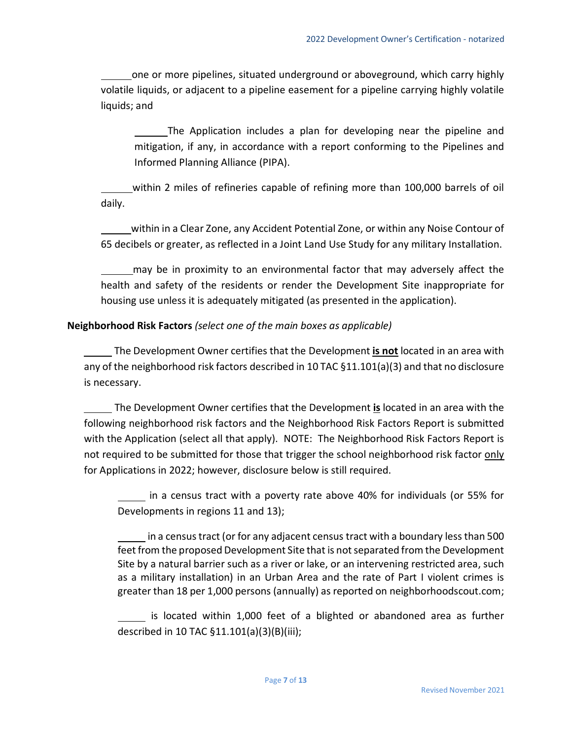______ one or more pipelines, situated underground or aboveground, which carry highly volatile liquids, or adjacent to a pipeline easement for a pipeline carrying highly volatile liquids; and

> ______ The Application includes a plan for developing near the pipeline and mitigation, if any, in accordance with a report conforming to the Pipelines and Informed Planning Alliance (PIPA).

______ within 2 miles of refineries capable of refining more than 100,000 barrels of oil daily.

______ within in a Clear Zone, any Accident Potential Zone, or within any Noise Contour of 65 decibels or greater, as reflected in a Joint Land Use Study for any military Installation.

______ may be in proximity to an environmental factor that may adversely affect the health and safety of the residents or render the Development Site inappropriate for housing use unless it is adequately mitigated (as presented in the application).

**Neighborhood Risk Factors** *(select one of the main boxes as applicable)*

______ The Development Owner certifies that the Development **<u>is not</u>** located in an area with any of the neighborhood risk factors described in 10 TAC §11.101(a)(3) and that no disclosure is necessary.

______ The Development Owner certifies that the Development **<u>is</u>** located in an area with the following neighborhood risk factors and the Neighborhood Risk Factors Report is submitted with the Application (select all that apply). NOTE: The Neighborhood Risk Factors Report is not required to be submitted for those that trigger the school neighborhood risk factor <u>only</u> for Applications in 2022; however, disclosure below is still required.

> ______ in a census tract with a poverty rate above 40% for individuals (or 55% for Developments in regions 11 and 13);
>
> ______ in a census tract (or for any adjacent census tract with a boundary less than 500 feet from the proposed Development Site that is not separated from the Development Site by a natural barrier such as a river or lake, or an intervening restricted area, such as a military installation) in an Urban Area and the rate of Part I violent crimes is greater than 18 per 1,000 persons (annually) as reported on neighborhoodscout.com;
>
> ______ is located within 1,000 feet of a blighted or abandoned area as further described in 10 TAC §11.101(a)(3)(B)(iii);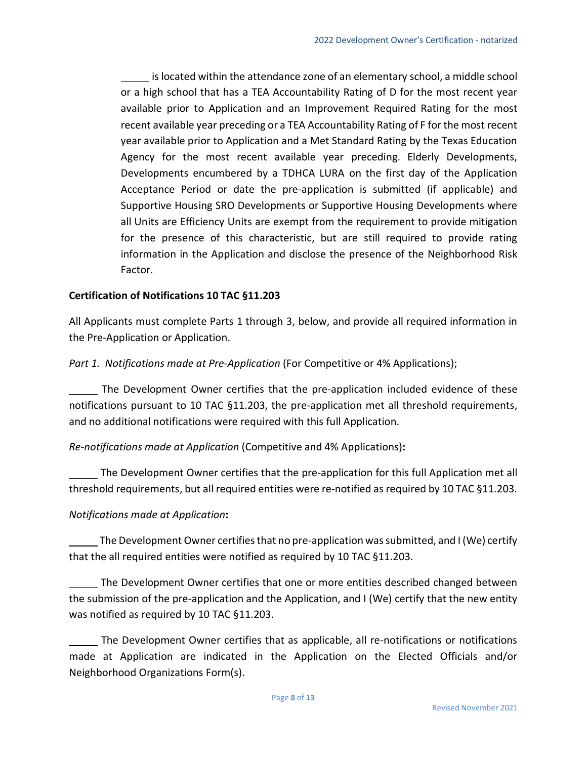_____ is located within the attendance zone of an elementary school, a middle school or a high school that has a TEA Accountability Rating of D for the most recent year available prior to Application and an Improvement Required Rating for the most recent available year preceding or a TEA Accountability Rating of F for the most recent year available prior to Application and a Met Standard Rating by the Texas Education Agency for the most recent available year preceding. Elderly Developments, Developments encumbered by a TDHCA LURA on the first day of the Application Acceptance Period or date the pre-application is submitted (if applicable) and Supportive Housing SRO Developments or Supportive Housing Developments where all Units are Efficiency Units are exempt from the requirement to provide mitigation for the presence of this characteristic, but are still required to provide rating information in the Application and disclose the presence of the Neighborhood Risk Factor.

**Certification of Notifications 10 TAC §11.203**

All Applicants must complete Parts 1 through 3, below, and provide all required information in the Pre-Application or Application.

*Part 1. Notifications made at Pre-Application* (For Competitive or 4% Applications);

_____ The Development Owner certifies that the pre-application included evidence of these notifications pursuant to 10 TAC §11.203, the pre-application met all threshold requirements, and no additional notifications were required with this full Application.

*Re-notifications made at Application* (Competitive and 4% Applications)**:**

_____ The Development Owner certifies that the pre-application for this full Application met all threshold requirements, but all required entities were re-notified as required by 10 TAC §11.203.

*Notifications made at Application***:**

_____ The Development Owner certifies that no pre-application was submitted, and I (We) certify that the all required entities were notified as required by 10 TAC §11.203.

_____ The Development Owner certifies that one or more entities described changed between the submission of the pre-application and the Application, and I (We) certify that the new entity was notified as required by 10 TAC §11.203.

_____ The Development Owner certifies that as applicable, all re-notifications or notifications made at Application are indicated in the Application on the Elected Officials and/or Neighborhood Organizations Form(s).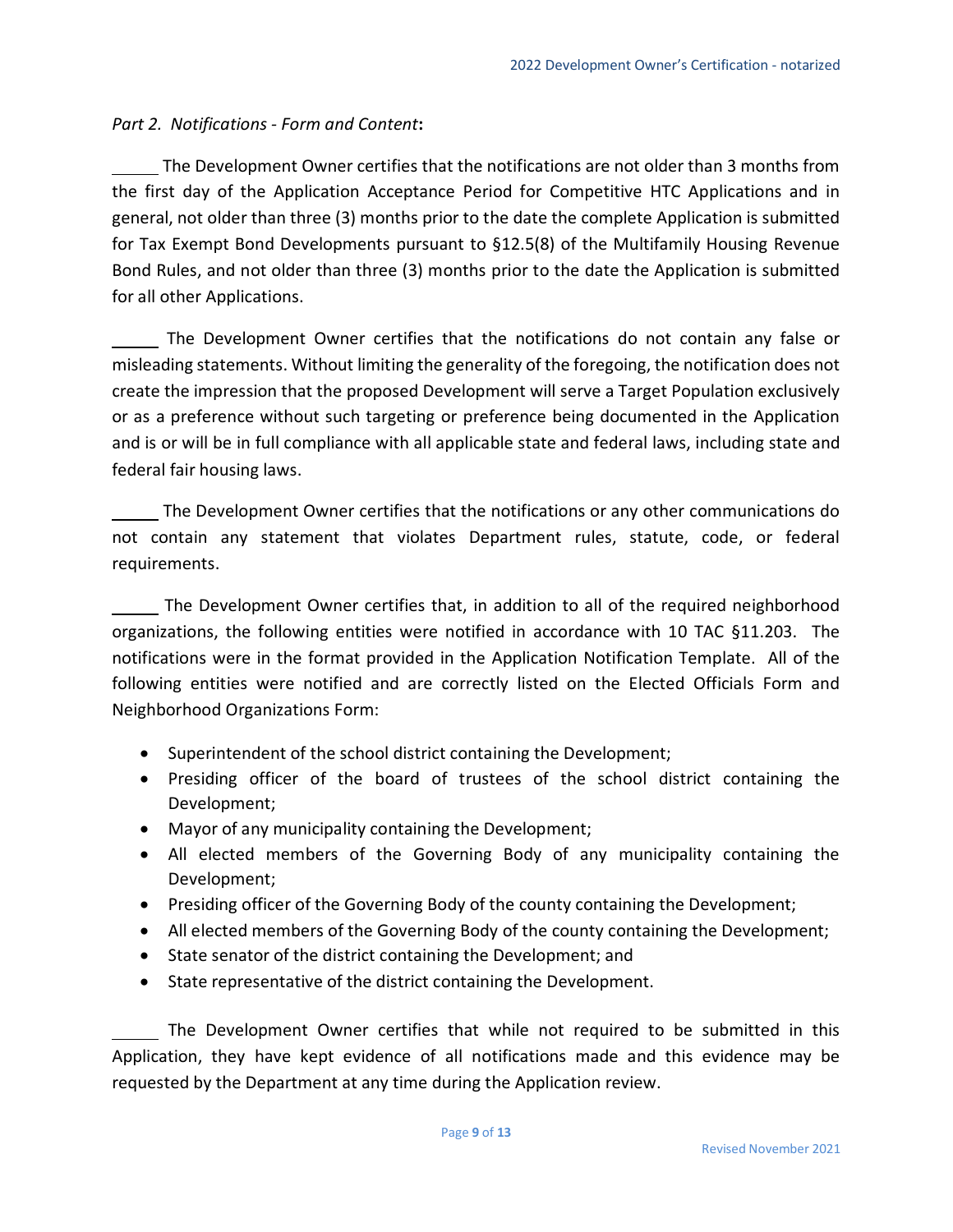*Part 2. Notifications - Form and Content***:**

_____ The Development Owner certifies that the notifications are not older than 3 months from the first day of the Application Acceptance Period for Competitive HTC Applications and in general, not older than three (3) months prior to the date the complete Application is submitted for Tax Exempt Bond Developments pursuant to §12.5(8) of the Multifamily Housing Revenue Bond Rules, and not older than three (3) months prior to the date the Application is submitted for all other Applications.

_____ The Development Owner certifies that the notifications do not contain any false or misleading statements. Without limiting the generality of the foregoing, the notification does not create the impression that the proposed Development will serve a Target Population exclusively or as a preference without such targeting or preference being documented in the Application and is or will be in full compliance with all applicable state and federal laws, including state and federal fair housing laws.

_____ The Development Owner certifies that the notifications or any other communications do not contain any statement that violates Department rules, statute, code, or federal requirements.

_____ The Development Owner certifies that, in addition to all of the required neighborhood organizations, the following entities were notified in accordance with 10 TAC §11.203. The notifications were in the format provided in the Application Notification Template. All of the following entities were notified and are correctly listed on the Elected Officials Form and Neighborhood Organizations Form:

- Superintendent of the school district containing the Development;
- Presiding officer of the board of trustees of the school district containing the Development;
- Mayor of any municipality containing the Development;
- All elected members of the Governing Body of any municipality containing the Development;
- Presiding officer of the Governing Body of the county containing the Development;
- All elected members of the Governing Body of the county containing the Development;
- State senator of the district containing the Development; and
- State representative of the district containing the Development.

_____ The Development Owner certifies that while not required to be submitted in this Application, they have kept evidence of all notifications made and this evidence may be requested by the Department at any time during the Application review.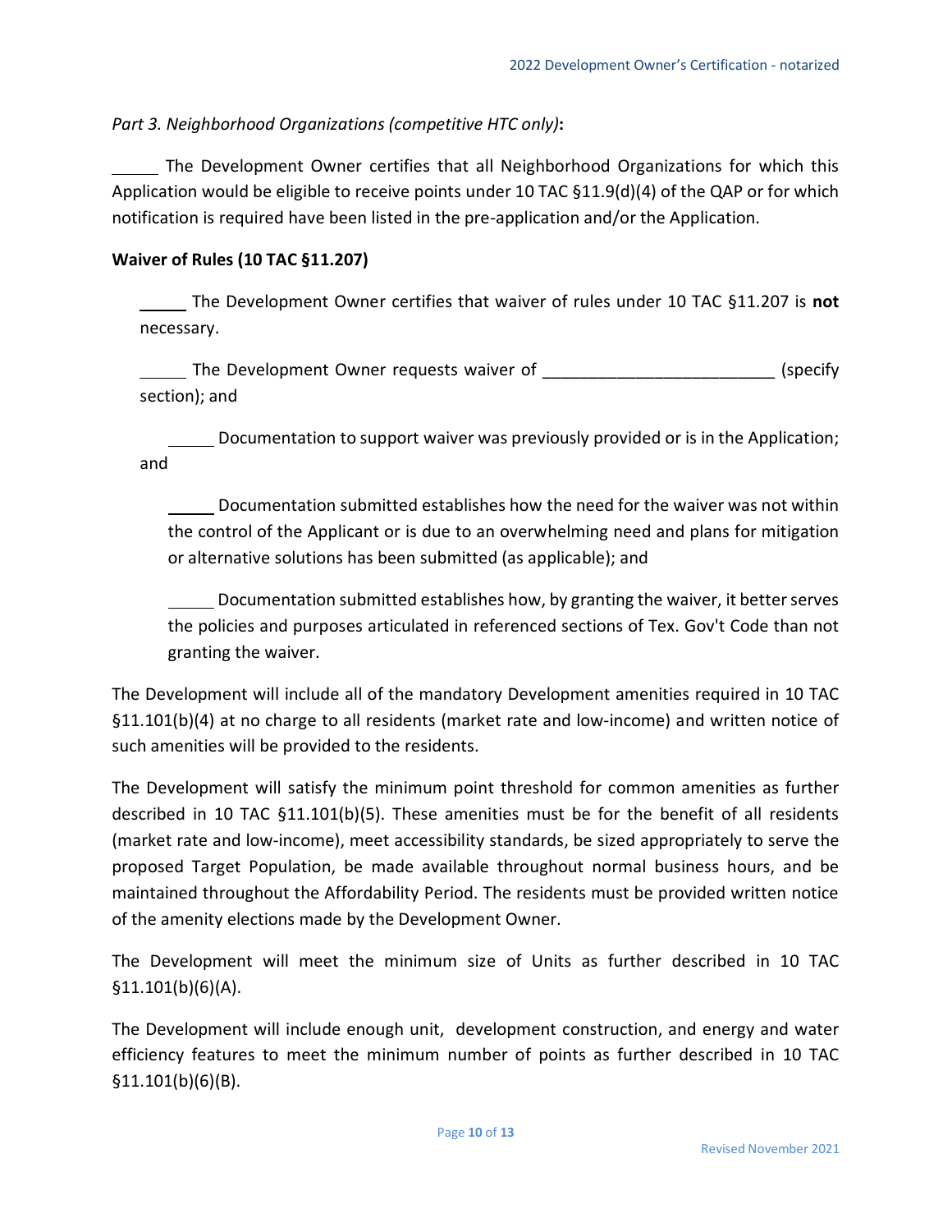*Part 3. Neighborhood Organizations (competitive HTC only)*:

_____ The Development Owner certifies that all Neighborhood Organizations for which this Application would be eligible to receive points under 10 TAC §11.9(d)(4) of the QAP or for which notification is required have been listed in the pre-application and/or the Application.

**Waiver of Rules (10 TAC §11.207)**

_____ The Development Owner certifies that waiver of rules under 10 TAC §11.207 is **not** necessary.

_____ The Development Owner requests waiver of _________________________ (specify section); and

_____ Documentation to support waiver was previously provided or is in the Application; and

_____ Documentation submitted establishes how the need for the waiver was not within the control of the Applicant or is due to an overwhelming need and plans for mitigation or alternative solutions has been submitted (as applicable); and

_____ Documentation submitted establishes how, by granting the waiver, it better serves the policies and purposes articulated in referenced sections of Tex. Gov't Code than not granting the waiver.

The Development will include all of the mandatory Development amenities required in 10 TAC §11.101(b)(4) at no charge to all residents (market rate and low-income) and written notice of such amenities will be provided to the residents.

The Development will satisfy the minimum point threshold for common amenities as further described in 10 TAC §11.101(b)(5). These amenities must be for the benefit of all residents (market rate and low-income), meet accessibility standards, be sized appropriately to serve the proposed Target Population, be made available throughout normal business hours, and be maintained throughout the Affordability Period. The residents must be provided written notice of the amenity elections made by the Development Owner.

The Development will meet the minimum size of Units as further described in 10 TAC §11.101(b)(6)(A).

The Development will include enough unit, development construction, and energy and water efficiency features to meet the minimum number of points as further described in 10 TAC §11.101(b)(6)(B).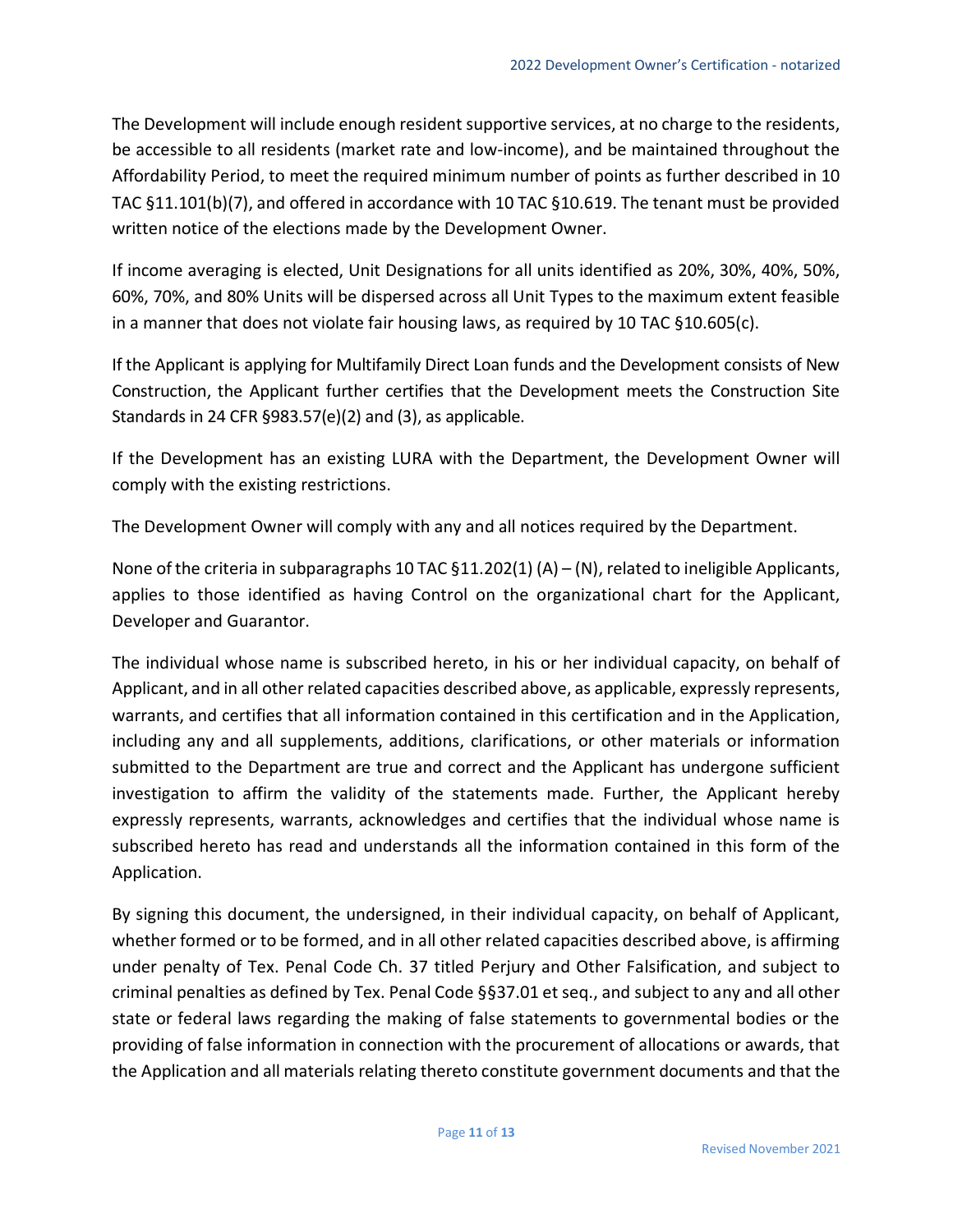The Development will include enough resident supportive services, at no charge to the residents, be accessible to all residents (market rate and low-income), and be maintained throughout the Affordability Period, to meet the required minimum number of points as further described in 10 TAC §11.101(b)(7), and offered in accordance with 10 TAC §10.619. The tenant must be provided written notice of the elections made by the Development Owner.

If income averaging is elected, Unit Designations for all units identified as 20%, 30%, 40%, 50%, 60%, 70%, and 80% Units will be dispersed across all Unit Types to the maximum extent feasible in a manner that does not violate fair housing laws, as required by 10 TAC §10.605(c).

If the Applicant is applying for Multifamily Direct Loan funds and the Development consists of New Construction, the Applicant further certifies that the Development meets the Construction Site Standards in 24 CFR §983.57(e)(2) and (3), as applicable.

If the Development has an existing LURA with the Department, the Development Owner will comply with the existing restrictions.

The Development Owner will comply with any and all notices required by the Department.

None of the criteria in subparagraphs 10 TAC §11.202(1) (A) – (N), related to ineligible Applicants, applies to those identified as having Control on the organizational chart for the Applicant, Developer and Guarantor.

The individual whose name is subscribed hereto, in his or her individual capacity, on behalf of Applicant, and in all other related capacities described above, as applicable, expressly represents, warrants, and certifies that all information contained in this certification and in the Application, including any and all supplements, additions, clarifications, or other materials or information submitted to the Department are true and correct and the Applicant has undergone sufficient investigation to affirm the validity of the statements made. Further, the Applicant hereby expressly represents, warrants, acknowledges and certifies that the individual whose name is subscribed hereto has read and understands all the information contained in this form of the Application.

By signing this document, the undersigned, in their individual capacity, on behalf of Applicant, whether formed or to be formed, and in all other related capacities described above, is affirming under penalty of Tex. Penal Code Ch. 37 titled Perjury and Other Falsification, and subject to criminal penalties as defined by Tex. Penal Code §§37.01 et seq., and subject to any and all other state or federal laws regarding the making of false statements to governmental bodies or the providing of false information in connection with the procurement of allocations or awards, that the Application and all materials relating thereto constitute government documents and that the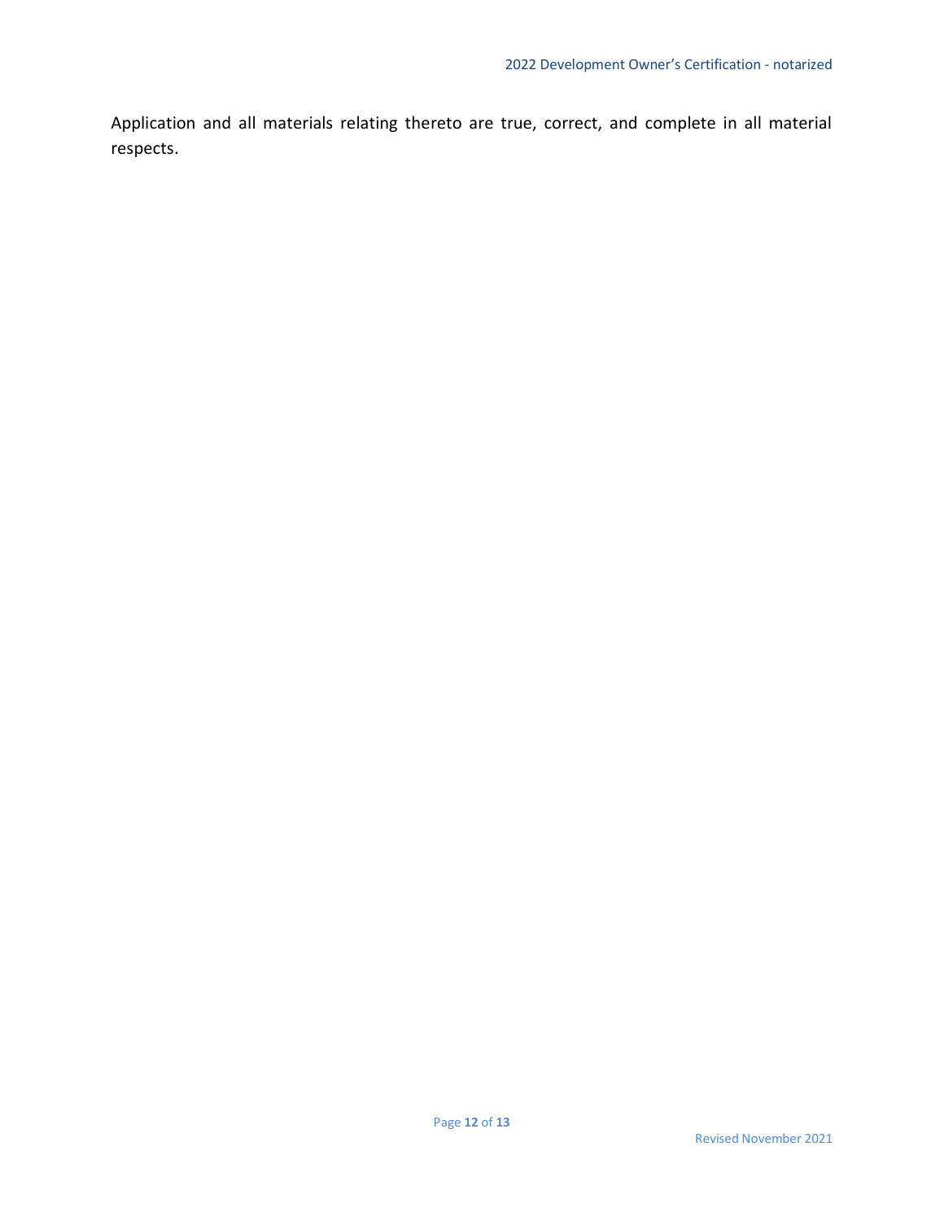Application and all materials relating thereto are true, correct, and complete in all material respects.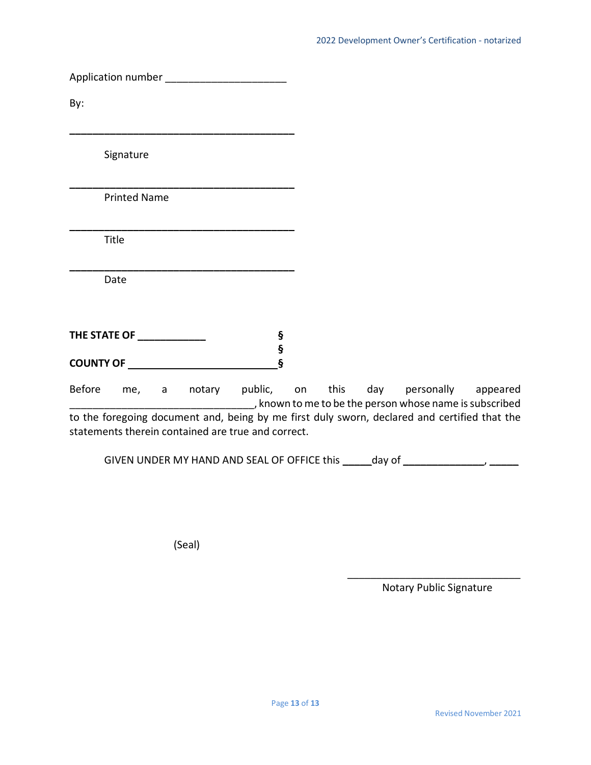Application number ____________________

By:

________________________________________

Signature

________________________________________

Printed Name

________________________________________

Title

________________________________________

Date

**THE STATE OF ____________ §**
**§**
**COUNTY OF ________________________§**

Before me, a notary public, on this day personally appeared ________________________________, known to me to be the person whose name is subscribed to the foregoing document and, being by me first duly sworn, declared and certified that the statements therein contained are true and correct.

GIVEN UNDER MY HAND AND SEAL OF OFFICE this _____day of ______________, _____

(Seal)

________________________________

Notary Public Signature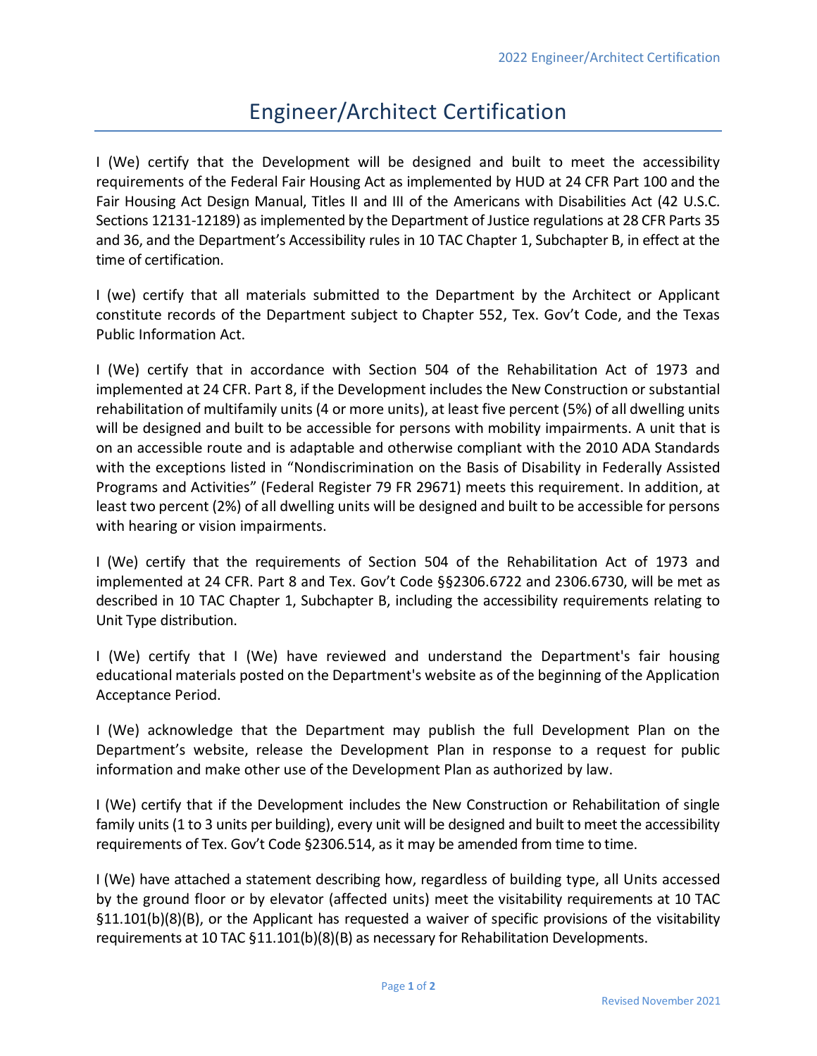# Engineer/Architect Certification

I (We) certify that the Development will be designed and built to meet the accessibility requirements of the Federal Fair Housing Act as implemented by HUD at 24 CFR Part 100 and the Fair Housing Act Design Manual, Titles II and III of the Americans with Disabilities Act (42 U.S.C. Sections 12131-12189) as implemented by the Department of Justice regulations at 28 CFR Parts 35 and 36, and the Department's Accessibility rules in 10 TAC Chapter 1, Subchapter B, in effect at the time of certification.

I (we) certify that all materials submitted to the Department by the Architect or Applicant constitute records of the Department subject to Chapter 552, Tex. Gov't Code, and the Texas Public Information Act.

I (We) certify that in accordance with Section 504 of the Rehabilitation Act of 1973 and implemented at 24 CFR. Part 8, if the Development includes the New Construction or substantial rehabilitation of multifamily units (4 or more units), at least five percent (5%) of all dwelling units will be designed and built to be accessible for persons with mobility impairments. A unit that is on an accessible route and is adaptable and otherwise compliant with the 2010 ADA Standards with the exceptions listed in "Nondiscrimination on the Basis of Disability in Federally Assisted Programs and Activities" (Federal Register 79 FR 29671) meets this requirement. In addition, at least two percent (2%) of all dwelling units will be designed and built to be accessible for persons with hearing or vision impairments.

I (We) certify that the requirements of Section 504 of the Rehabilitation Act of 1973 and implemented at 24 CFR. Part 8 and Tex. Gov't Code §§2306.6722 and 2306.6730, will be met as described in 10 TAC Chapter 1, Subchapter B, including the accessibility requirements relating to Unit Type distribution.

I (We) certify that I (We) have reviewed and understand the Department's fair housing educational materials posted on the Department's website as of the beginning of the Application Acceptance Period.

I (We) acknowledge that the Department may publish the full Development Plan on the Department's website, release the Development Plan in response to a request for public information and make other use of the Development Plan as authorized by law.

I (We) certify that if the Development includes the New Construction or Rehabilitation of single family units (1 to 3 units per building), every unit will be designed and built to meet the accessibility requirements of Tex. Gov't Code §2306.514, as it may be amended from time to time.

I (We) have attached a statement describing how, regardless of building type, all Units accessed by the ground floor or by elevator (affected units) meet the visitability requirements at 10 TAC §11.101(b)(8)(B), or the Applicant has requested a waiver of specific provisions of the visitability requirements at 10 TAC §11.101(b)(8)(B) as necessary for Rehabilitation Developments.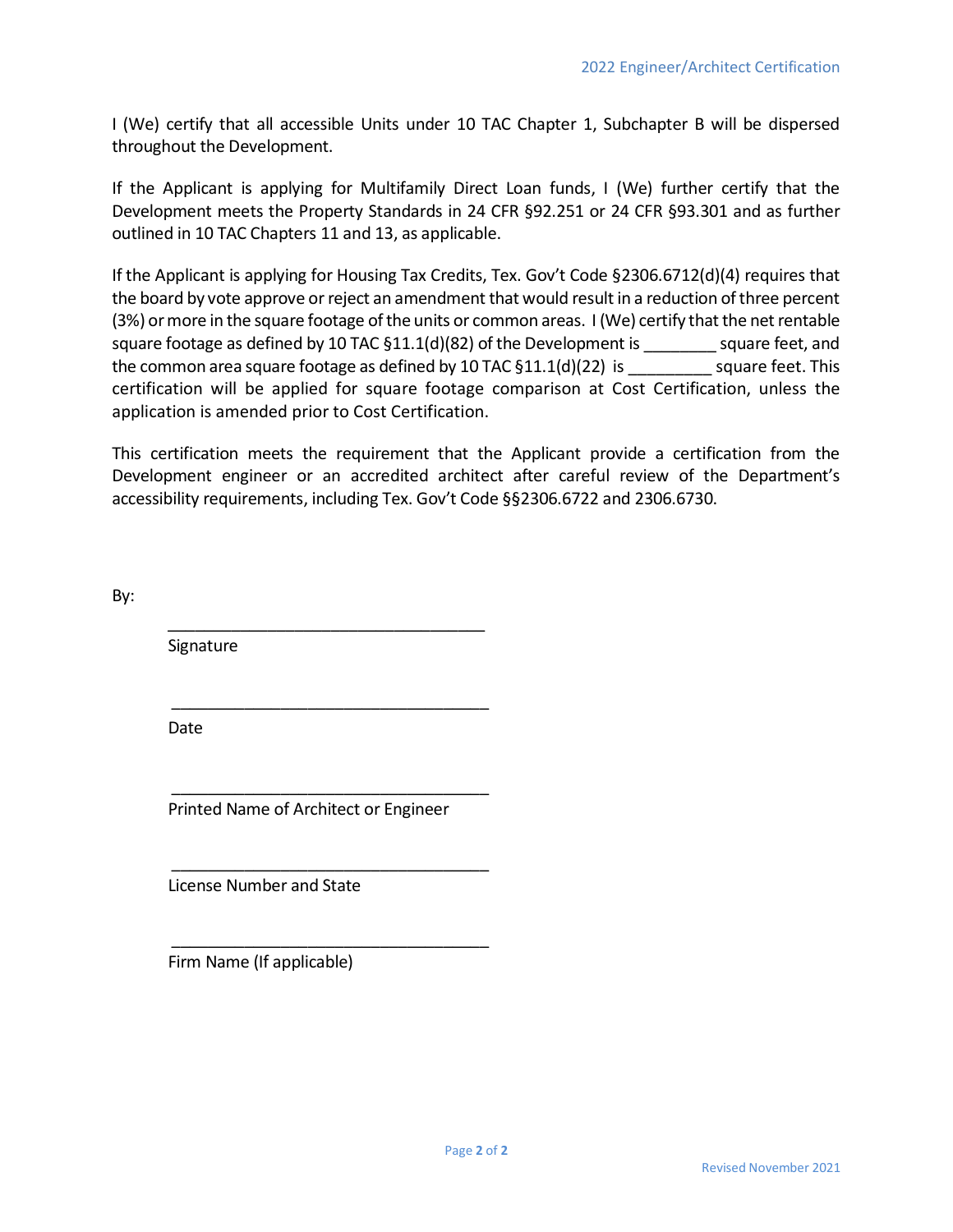I (We) certify that all accessible Units under 10 TAC Chapter 1, Subchapter B will be dispersed throughout the Development.

If the Applicant is applying for Multifamily Direct Loan funds, I (We) further certify that the Development meets the Property Standards in 24 CFR §92.251 or 24 CFR §93.301 and as further outlined in 10 TAC Chapters 11 and 13, as applicable.

If the Applicant is applying for Housing Tax Credits, Tex. Gov't Code §2306.6712(d)(4) requires that the board by vote approve or reject an amendment that would result in a reduction of three percent (3%) or more in the square footage of the units or common areas. I (We) certify that the net rentable square footage as defined by 10 TAC §11.1(d)(82) of the Development is ________ square feet, and the common area square footage as defined by 10 TAC §11.1(d)(22) is _________ square feet. This certification will be applied for square footage comparison at Cost Certification, unless the application is amended prior to Cost Certification.

This certification meets the requirement that the Applicant provide a certification from the Development engineer or an accredited architect after careful review of the Department's accessibility requirements, including Tex. Gov't Code §§2306.6722 and 2306.6730.

By:

___________________________________
Signature

___________________________________
Date

___________________________________
Printed Name of Architect or Engineer

___________________________________
License Number and State

___________________________________
Firm Name (If applicable)

Revised November 2021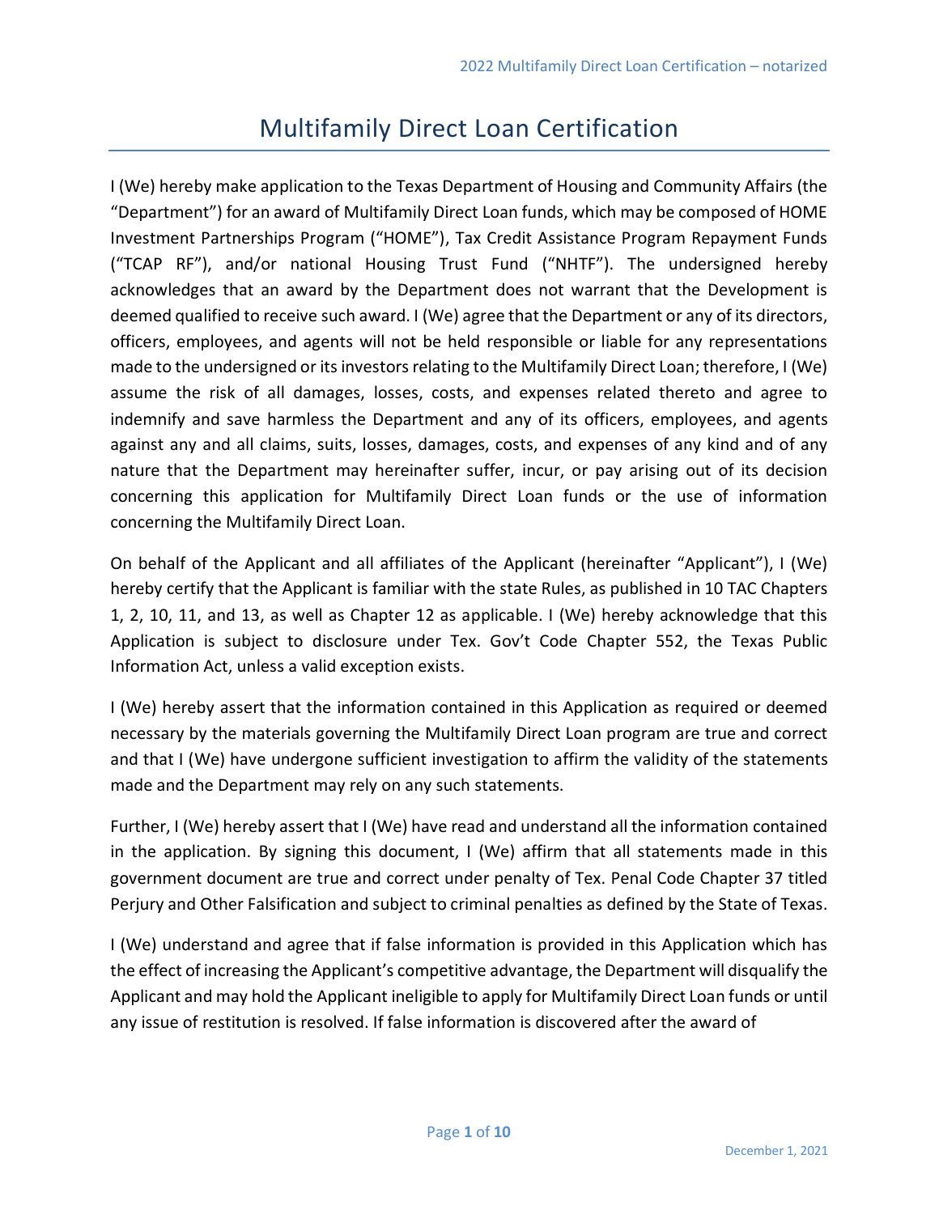# Multifamily Direct Loan Certification

I (We) hereby make application to the Texas Department of Housing and Community Affairs (the "Department") for an award of Multifamily Direct Loan funds, which may be composed of HOME Investment Partnerships Program ("HOME"), Tax Credit Assistance Program Repayment Funds ("TCAP RF"), and/or national Housing Trust Fund ("NHTF"). The undersigned hereby acknowledges that an award by the Department does not warrant that the Development is deemed qualified to receive such award. I (We) agree that the Department or any of its directors, officers, employees, and agents will not be held responsible or liable for any representations made to the undersigned or its investors relating to the Multifamily Direct Loan; therefore, I (We) assume the risk of all damages, losses, costs, and expenses related thereto and agree to indemnify and save harmless the Department and any of its officers, employees, and agents against any and all claims, suits, losses, damages, costs, and expenses of any kind and of any nature that the Department may hereinafter suffer, incur, or pay arising out of its decision concerning this application for Multifamily Direct Loan funds or the use of information concerning the Multifamily Direct Loan.

On behalf of the Applicant and all affiliates of the Applicant (hereinafter "Applicant"), I (We) hereby certify that the Applicant is familiar with the state Rules, as published in 10 TAC Chapters 1, 2, 10, 11, and 13, as well as Chapter 12 as applicable. I (We) hereby acknowledge that this Application is subject to disclosure under Tex. Gov't Code Chapter 552, the Texas Public Information Act, unless a valid exception exists.

I (We) hereby assert that the information contained in this Application as required or deemed necessary by the materials governing the Multifamily Direct Loan program are true and correct and that I (We) have undergone sufficient investigation to affirm the validity of the statements made and the Department may rely on any such statements.

Further, I (We) hereby assert that I (We) have read and understand all the information contained in the application. By signing this document, I (We) affirm that all statements made in this government document are true and correct under penalty of Tex. Penal Code Chapter 37 titled Perjury and Other Falsification and subject to criminal penalties as defined by the State of Texas.

I (We) understand and agree that if false information is provided in this Application which has the effect of increasing the Applicant's competitive advantage, the Department will disqualify the Applicant and may hold the Applicant ineligible to apply for Multifamily Direct Loan funds or until any issue of restitution is resolved. If false information is discovered after the award of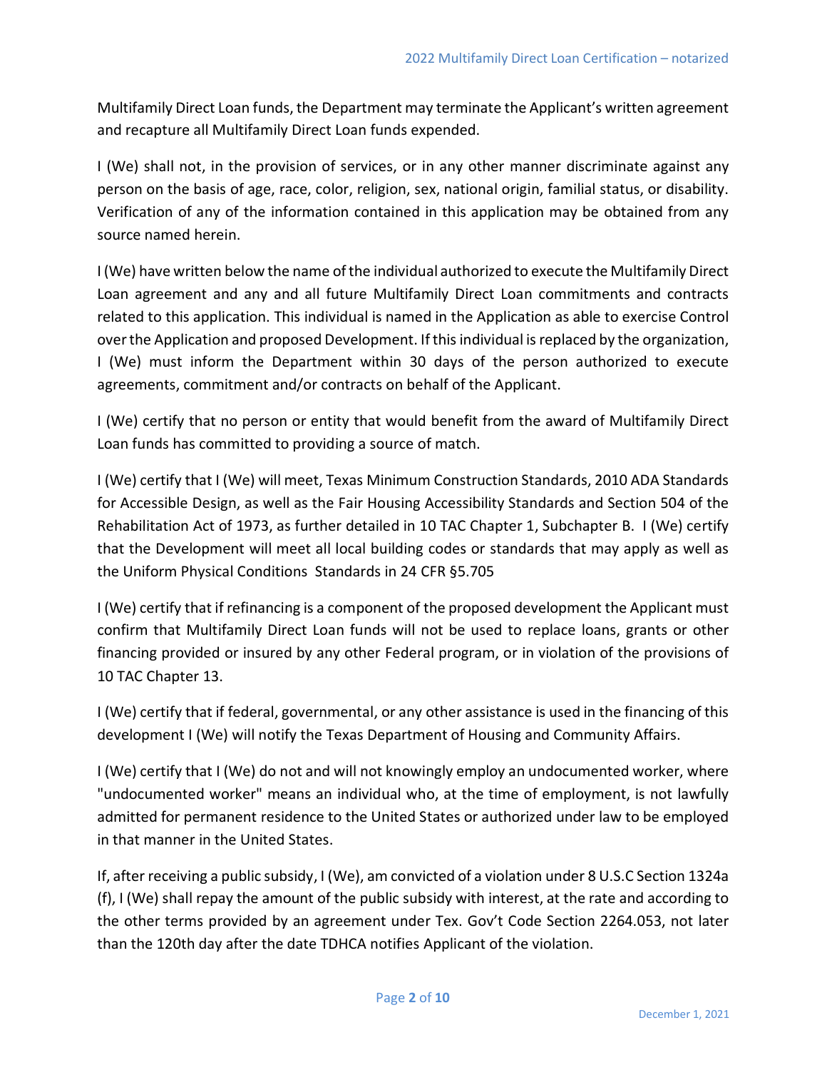Multifamily Direct Loan funds, the Department may terminate the Applicant's written agreement and recapture all Multifamily Direct Loan funds expended.

I (We) shall not, in the provision of services, or in any other manner discriminate against any person on the basis of age, race, color, religion, sex, national origin, familial status, or disability. Verification of any of the information contained in this application may be obtained from any source named herein.

I (We) have written below the name of the individual authorized to execute the Multifamily Direct Loan agreement and any and all future Multifamily Direct Loan commitments and contracts related to this application. This individual is named in the Application as able to exercise Control over the Application and proposed Development. If this individual is replaced by the organization, I (We) must inform the Department within 30 days of the person authorized to execute agreements, commitment and/or contracts on behalf of the Applicant.

I (We) certify that no person or entity that would benefit from the award of Multifamily Direct Loan funds has committed to providing a source of match.

I (We) certify that I (We) will meet, Texas Minimum Construction Standards, 2010 ADA Standards for Accessible Design, as well as the Fair Housing Accessibility Standards and Section 504 of the Rehabilitation Act of 1973, as further detailed in 10 TAC Chapter 1, Subchapter B. I (We) certify that the Development will meet all local building codes or standards that may apply as well as the Uniform Physical Conditions Standards in 24 CFR §5.705

I (We) certify that if refinancing is a component of the proposed development the Applicant must confirm that Multifamily Direct Loan funds will not be used to replace loans, grants or other financing provided or insured by any other Federal program, or in violation of the provisions of 10 TAC Chapter 13.

I (We) certify that if federal, governmental, or any other assistance is used in the financing of this development I (We) will notify the Texas Department of Housing and Community Affairs.

I (We) certify that I (We) do not and will not knowingly employ an undocumented worker, where "undocumented worker" means an individual who, at the time of employment, is not lawfully admitted for permanent residence to the United States or authorized under law to be employed in that manner in the United States.

If, after receiving a public subsidy, I (We), am convicted of a violation under 8 U.S.C Section 1324a (f), I (We) shall repay the amount of the public subsidy with interest, at the rate and according to the other terms provided by an agreement under Tex. Gov't Code Section 2264.053, not later than the 120th day after the date TDHCA notifies Applicant of the violation.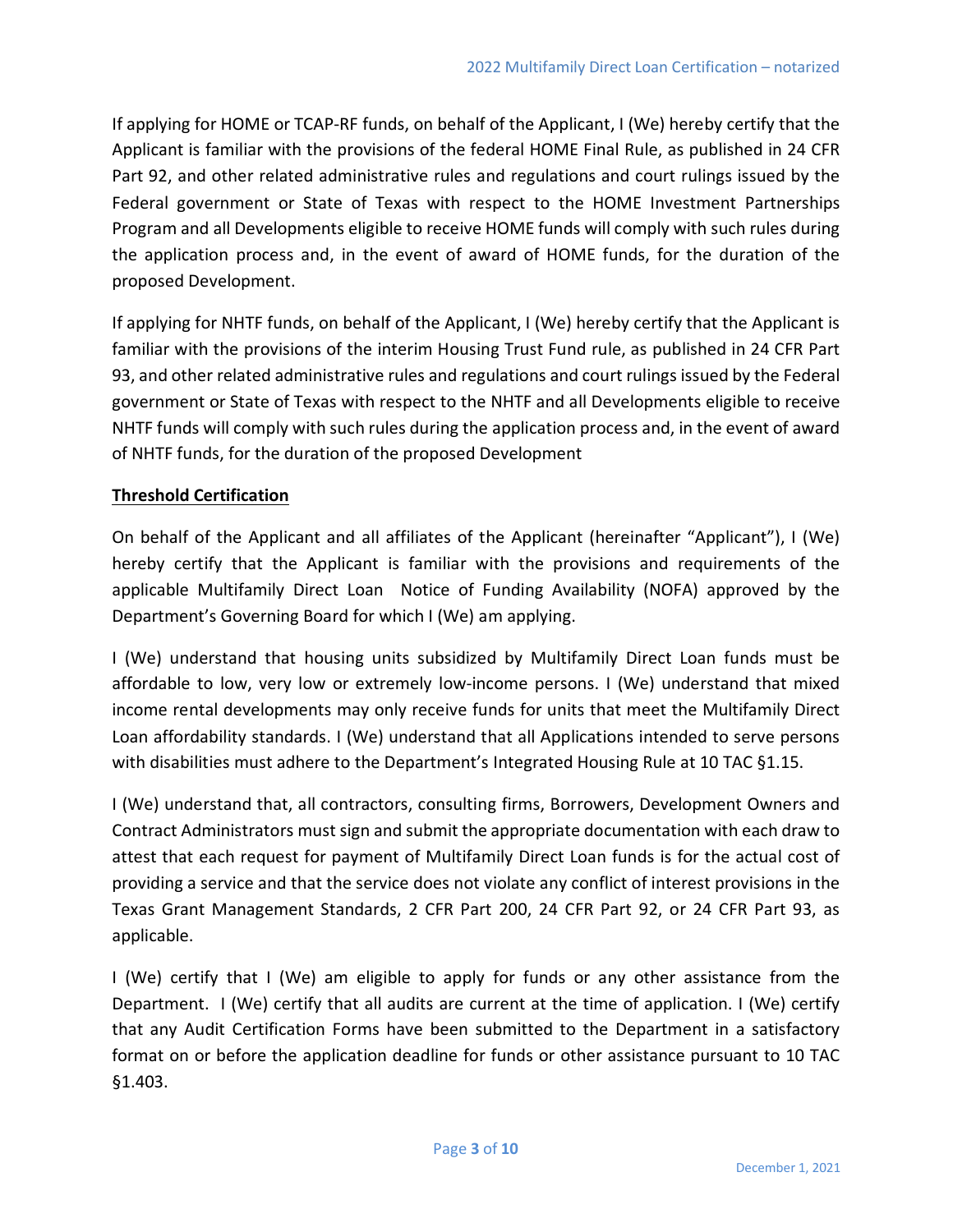If applying for HOME or TCAP-RF funds, on behalf of the Applicant, I (We) hereby certify that the Applicant is familiar with the provisions of the federal HOME Final Rule, as published in 24 CFR Part 92, and other related administrative rules and regulations and court rulings issued by the Federal government or State of Texas with respect to the HOME Investment Partnerships Program and all Developments eligible to receive HOME funds will comply with such rules during the application process and, in the event of award of HOME funds, for the duration of the proposed Development.

If applying for NHTF funds, on behalf of the Applicant, I (We) hereby certify that the Applicant is familiar with the provisions of the interim Housing Trust Fund rule, as published in 24 CFR Part 93, and other related administrative rules and regulations and court rulings issued by the Federal government or State of Texas with respect to the NHTF and all Developments eligible to receive NHTF funds will comply with such rules during the application process and, in the event of award of NHTF funds, for the duration of the proposed Development

**Threshold Certification**

On behalf of the Applicant and all affiliates of the Applicant (hereinafter "Applicant"), I (We) hereby certify that the Applicant is familiar with the provisions and requirements of the applicable Multifamily Direct Loan Notice of Funding Availability (NOFA) approved by the Department's Governing Board for which I (We) am applying.

I (We) understand that housing units subsidized by Multifamily Direct Loan funds must be affordable to low, very low or extremely low-income persons. I (We) understand that mixed income rental developments may only receive funds for units that meet the Multifamily Direct Loan affordability standards. I (We) understand that all Applications intended to serve persons with disabilities must adhere to the Department's Integrated Housing Rule at 10 TAC §1.15.

I (We) understand that, all contractors, consulting firms, Borrowers, Development Owners and Contract Administrators must sign and submit the appropriate documentation with each draw to attest that each request for payment of Multifamily Direct Loan funds is for the actual cost of providing a service and that the service does not violate any conflict of interest provisions in the Texas Grant Management Standards, 2 CFR Part 200, 24 CFR Part 92, or 24 CFR Part 93, as applicable.

I (We) certify that I (We) am eligible to apply for funds or any other assistance from the Department. I (We) certify that all audits are current at the time of application. I (We) certify that any Audit Certification Forms have been submitted to the Department in a satisfactory format on or before the application deadline for funds or other assistance pursuant to 10 TAC §1.403.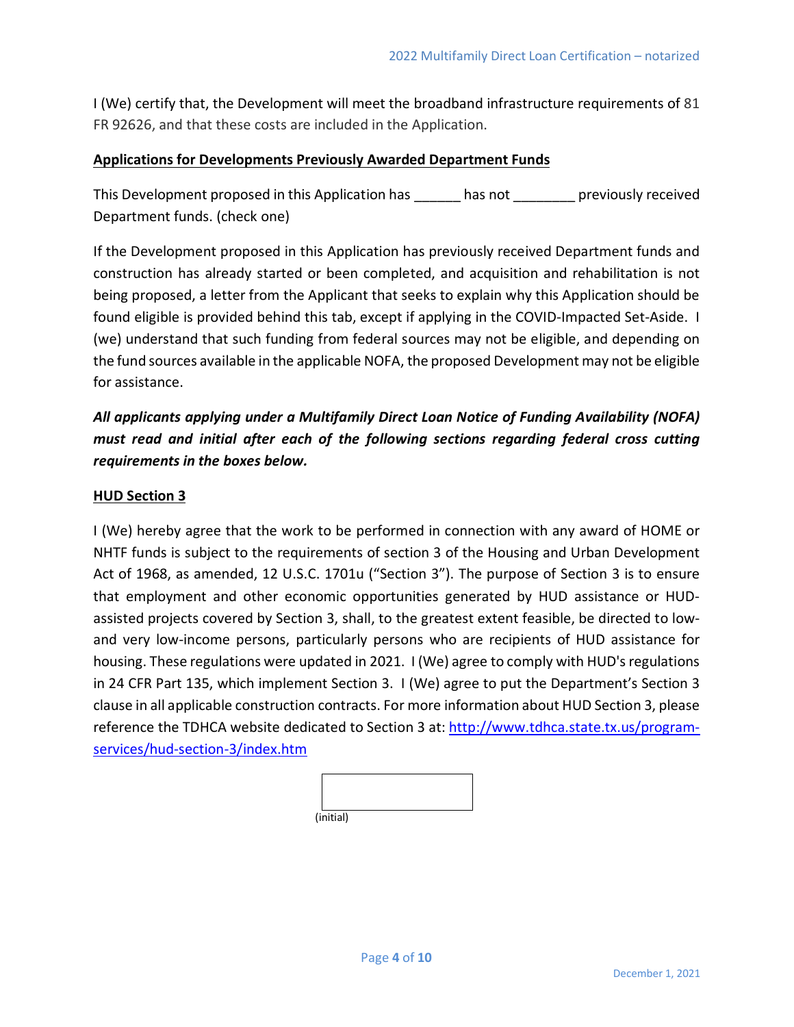I (We) certify that, the Development will meet the broadband infrastructure requirements of 81 FR 92626, and that these costs are included in the Application.

**Applications for Developments Previously Awarded Department Funds**

This Development proposed in this Application has ______ has not ________ previously received Department funds. (check one)

If the Development proposed in this Application has previously received Department funds and construction has already started or been completed, and acquisition and rehabilitation is not being proposed, a letter from the Applicant that seeks to explain why this Application should be found eligible is provided behind this tab, except if applying in the COVID-Impacted Set-Aside. I (we) understand that such funding from federal sources may not be eligible, and depending on the fund sources available in the applicable NOFA, the proposed Development may not be eligible for assistance.

***All applicants applying under a Multifamily Direct Loan Notice of Funding Availability (NOFA) must read and initial after each of the following sections regarding federal cross cutting requirements in the boxes below.***

**HUD Section 3**

I (We) hereby agree that the work to be performed in connection with any award of HOME or NHTF funds is subject to the requirements of section 3 of the Housing and Urban Development Act of 1968, as amended, 12 U.S.C. 1701u ("Section 3"). The purpose of Section 3 is to ensure that employment and other economic opportunities generated by HUD assistance or HUD-assisted projects covered by Section 3, shall, to the greatest extent feasible, be directed to low- and very low-income persons, particularly persons who are recipients of HUD assistance for housing. These regulations were updated in 2021. I (We) agree to comply with HUD's regulations in 24 CFR Part 135, which implement Section 3. I (We) agree to put the Department's Section 3 clause in all applicable construction contracts. For more information about HUD Section 3, please reference the TDHCA website dedicated to Section 3 at: http://www.tdhca.state.tx.us/program-services/hud-section-3/index.htm

(initial)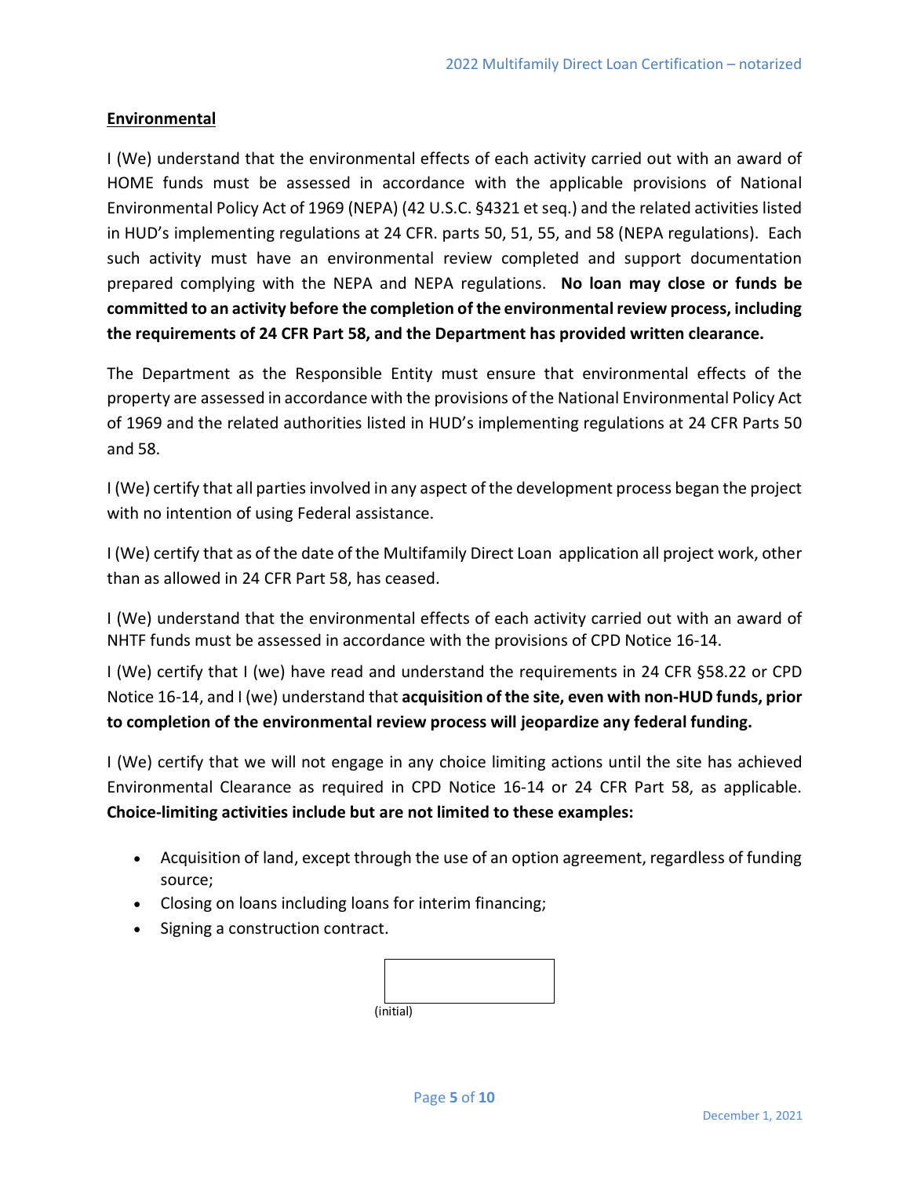**Environmental**

I (We) understand that the environmental effects of each activity carried out with an award of HOME funds must be assessed in accordance with the applicable provisions of National Environmental Policy Act of 1969 (NEPA) (42 U.S.C. §4321 et seq.) and the related activities listed in HUD's implementing regulations at 24 CFR. parts 50, 51, 55, and 58 (NEPA regulations). Each such activity must have an environmental review completed and support documentation prepared complying with the NEPA and NEPA regulations. **No loan may close or funds be committed to an activity before the completion of the environmental review process, including the requirements of 24 CFR Part 58, and the Department has provided written clearance.**

The Department as the Responsible Entity must ensure that environmental effects of the property are assessed in accordance with the provisions of the National Environmental Policy Act of 1969 and the related authorities listed in HUD's implementing regulations at 24 CFR Parts 50 and 58.

I (We) certify that all parties involved in any aspect of the development process began the project with no intention of using Federal assistance.

I (We) certify that as of the date of the Multifamily Direct Loan application all project work, other than as allowed in 24 CFR Part 58, has ceased.

I (We) understand that the environmental effects of each activity carried out with an award of NHTF funds must be assessed in accordance with the provisions of CPD Notice 16-14.

I (We) certify that I (we) have read and understand the requirements in 24 CFR §58.22 or CPD Notice 16-14, and I (we) understand that **acquisition of the site, even with non-HUD funds, prior to completion of the environmental review process will jeopardize any federal funding.**

I (We) certify that we will not engage in any choice limiting actions until the site has achieved Environmental Clearance as required in CPD Notice 16-14 or 24 CFR Part 58, as applicable. **Choice-limiting activities include but are not limited to these examples:**

- Acquisition of land, except through the use of an option agreement, regardless of funding source;
- Closing on loans including loans for interim financing;
- Signing a construction contract.

______________

(initial)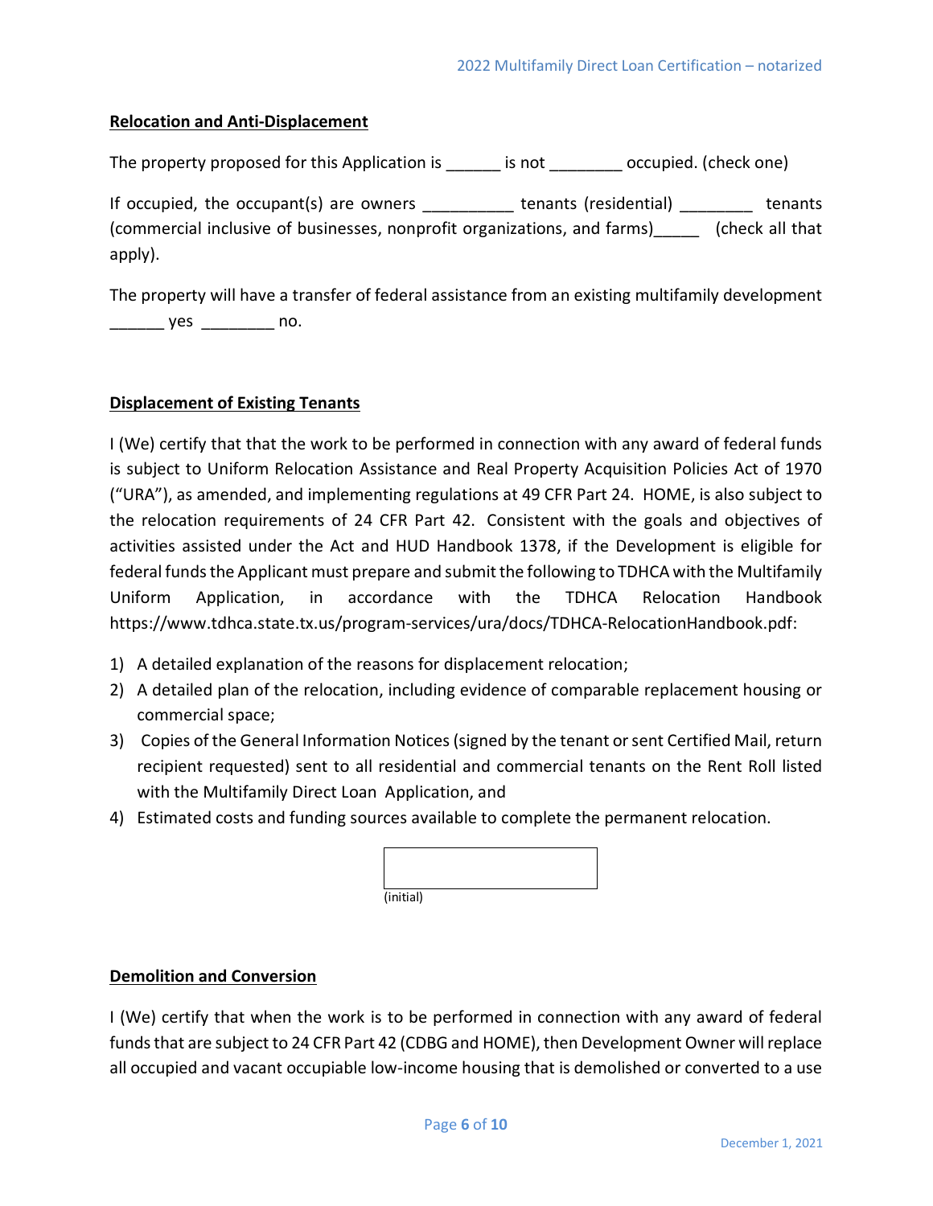**Relocation and Anti-Displacement**

The property proposed for this Application is ______ is not ________ occupied. (check one)

If occupied, the occupant(s) are owners __________ tenants (residential) ________ tenants (commercial inclusive of businesses, nonprofit organizations, and farms)_____ (check all that apply).

The property will have a transfer of federal assistance from an existing multifamily development ______ yes ________ no.

**Displacement of Existing Tenants**

I (We) certify that that the work to be performed in connection with any award of federal funds is subject to Uniform Relocation Assistance and Real Property Acquisition Policies Act of 1970 ("URA"), as amended, and implementing regulations at 49 CFR Part 24. HOME, is also subject to the relocation requirements of 24 CFR Part 42. Consistent with the goals and objectives of activities assisted under the Act and HUD Handbook 1378, if the Development is eligible for federal funds the Applicant must prepare and submit the following to TDHCA with the Multifamily Uniform Application, in accordance with the TDHCA Relocation Handbook https://www.tdhca.state.tx.us/program-services/ura/docs/TDHCA-RelocationHandbook.pdf:

1) A detailed explanation of the reasons for displacement relocation;
2) A detailed plan of the relocation, including evidence of comparable replacement housing or commercial space;
3) Copies of the General Information Notices (signed by the tenant or sent Certified Mail, return recipient requested) sent to all residential and commercial tenants on the Rent Roll listed with the Multifamily Direct Loan Application, and
4) Estimated costs and funding sources available to complete the permanent relocation.

______________ (initial)

**Demolition and Conversion**

I (We) certify that when the work is to be performed in connection with any award of federal funds that are subject to 24 CFR Part 42 (CDBG and HOME), then Development Owner will replace all occupied and vacant occupiable low-income housing that is demolished or converted to a use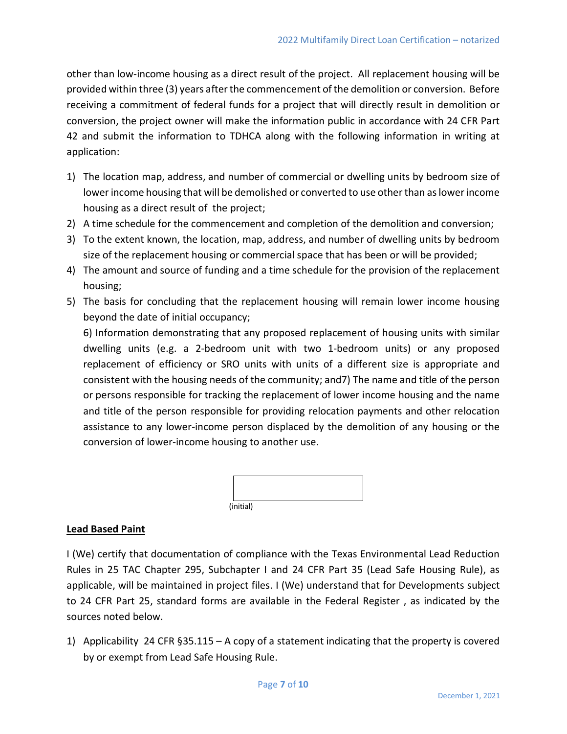other than low-income housing as a direct result of the project. All replacement housing will be provided within three (3) years after the commencement of the demolition or conversion. Before receiving a commitment of federal funds for a project that will directly result in demolition or conversion, the project owner will make the information public in accordance with 24 CFR Part 42 and submit the information to TDHCA along with the following information in writing at application:

1) The location map, address, and number of commercial or dwelling units by bedroom size of lower income housing that will be demolished or converted to use other than as lower income housing as a direct result of the project;
2) A time schedule for the commencement and completion of the demolition and conversion;
3) To the extent known, the location, map, address, and number of dwelling units by bedroom size of the replacement housing or commercial space that has been or will be provided;
4) The amount and source of funding and a time schedule for the provision of the replacement housing;
5) The basis for concluding that the replacement housing will remain lower income housing beyond the date of initial occupancy;

   6) Information demonstrating that any proposed replacement of housing units with similar dwelling units (e.g. a 2-bedroom unit with two 1-bedroom units) or any proposed replacement of efficiency or SRO units with units of a different size is appropriate and consistent with the housing needs of the community; and7) The name and title of the person or persons responsible for tracking the replacement of lower income housing and the name and title of the person responsible for providing relocation payments and other relocation assistance to any lower-income person displaced by the demolition of any housing or the conversion of lower-income housing to another use.

(initial)

**Lead Based Paint**

I (We) certify that documentation of compliance with the Texas Environmental Lead Reduction Rules in 25 TAC Chapter 295, Subchapter I and 24 CFR Part 35 (Lead Safe Housing Rule), as applicable, will be maintained in project files. I (We) understand that for Developments subject to 24 CFR Part 25, standard forms are available in the Federal Register , as indicated by the sources noted below.

1) Applicability 24 CFR §35.115 – A copy of a statement indicating that the property is covered by or exempt from Lead Safe Housing Rule.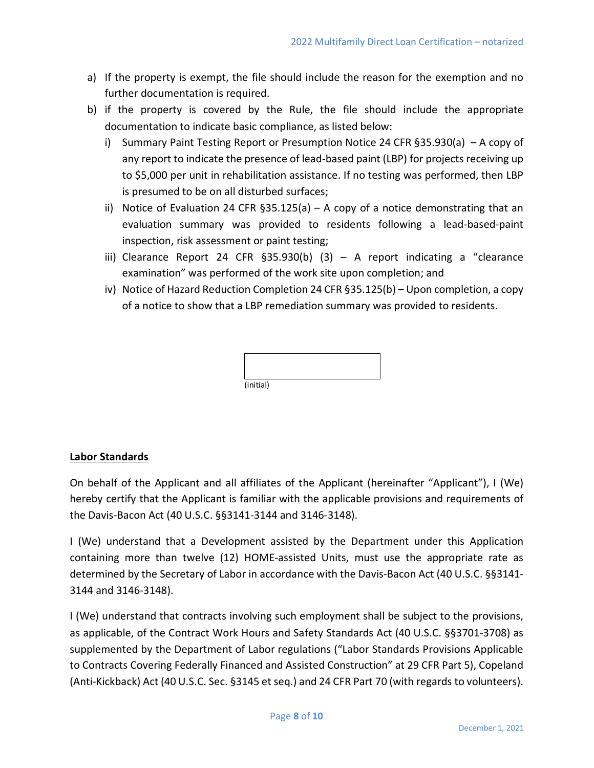a) If the property is exempt, the file should include the reason for the exemption and no further documentation is required.
b) if the property is covered by the Rule, the file should include the appropriate documentation to indicate basic compliance, as listed below:
   i) Summary Paint Testing Report or Presumption Notice 24 CFR §35.930(a) – A copy of any report to indicate the presence of lead-based paint (LBP) for projects receiving up to $5,000 per unit in rehabilitation assistance. If no testing was performed, then LBP is presumed to be on all disturbed surfaces;
   ii) Notice of Evaluation 24 CFR §35.125(a) – A copy of a notice demonstrating that an evaluation summary was provided to residents following a lead-based-paint inspection, risk assessment or paint testing;
   iii) Clearance Report 24 CFR §35.930(b) (3) – A report indicating a "clearance examination" was performed of the work site upon completion; and
   iv) Notice of Hazard Reduction Completion 24 CFR §35.125(b) – Upon completion, a copy of a notice to show that a LBP remediation summary was provided to residents.

\_\_\_\_\_\_\_\_\_\_\_\_\_\_\_\_\_\_\_\_
(initial)

**Labor Standards**

On behalf of the Applicant and all affiliates of the Applicant (hereinafter "Applicant"), I (We) hereby certify that the Applicant is familiar with the applicable provisions and requirements of the Davis-Bacon Act (40 U.S.C. §§3141-3144 and 3146-3148).

I (We) understand that a Development assisted by the Department under this Application containing more than twelve (12) HOME-assisted Units, must use the appropriate rate as determined by the Secretary of Labor in accordance with the Davis-Bacon Act (40 U.S.C. §§3141-3144 and 3146-3148).

I (We) understand that contracts involving such employment shall be subject to the provisions, as applicable, of the Contract Work Hours and Safety Standards Act (40 U.S.C. §§3701-3708) as supplemented by the Department of Labor regulations ("Labor Standards Provisions Applicable to Contracts Covering Federally Financed and Assisted Construction" at 29 CFR Part 5), Copeland (Anti-Kickback) Act (40 U.S.C. Sec. §3145 et seq.) and 24 CFR Part 70 (with regards to volunteers).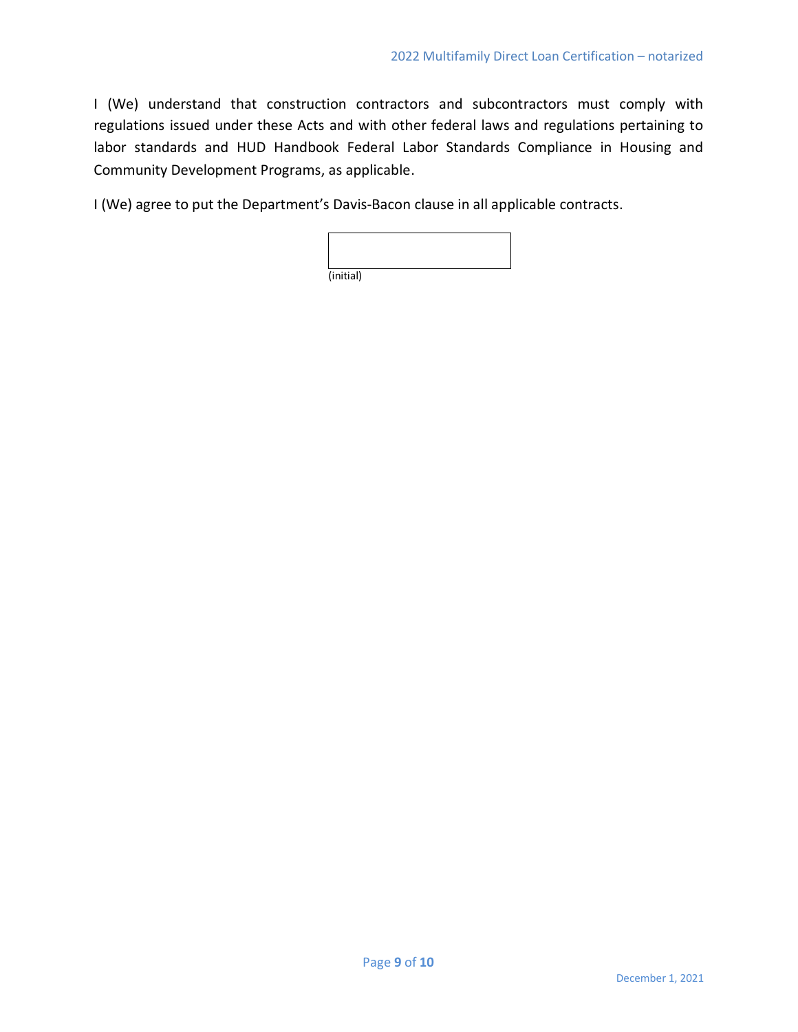I (We) understand that construction contractors and subcontractors must comply with regulations issued under these Acts and with other federal laws and regulations pertaining to labor standards and HUD Handbook Federal Labor Standards Compliance in Housing and Community Development Programs, as applicable.

I (We) agree to put the Department's Davis-Bacon clause in all applicable contracts.

| |
|---|
| |

(initial)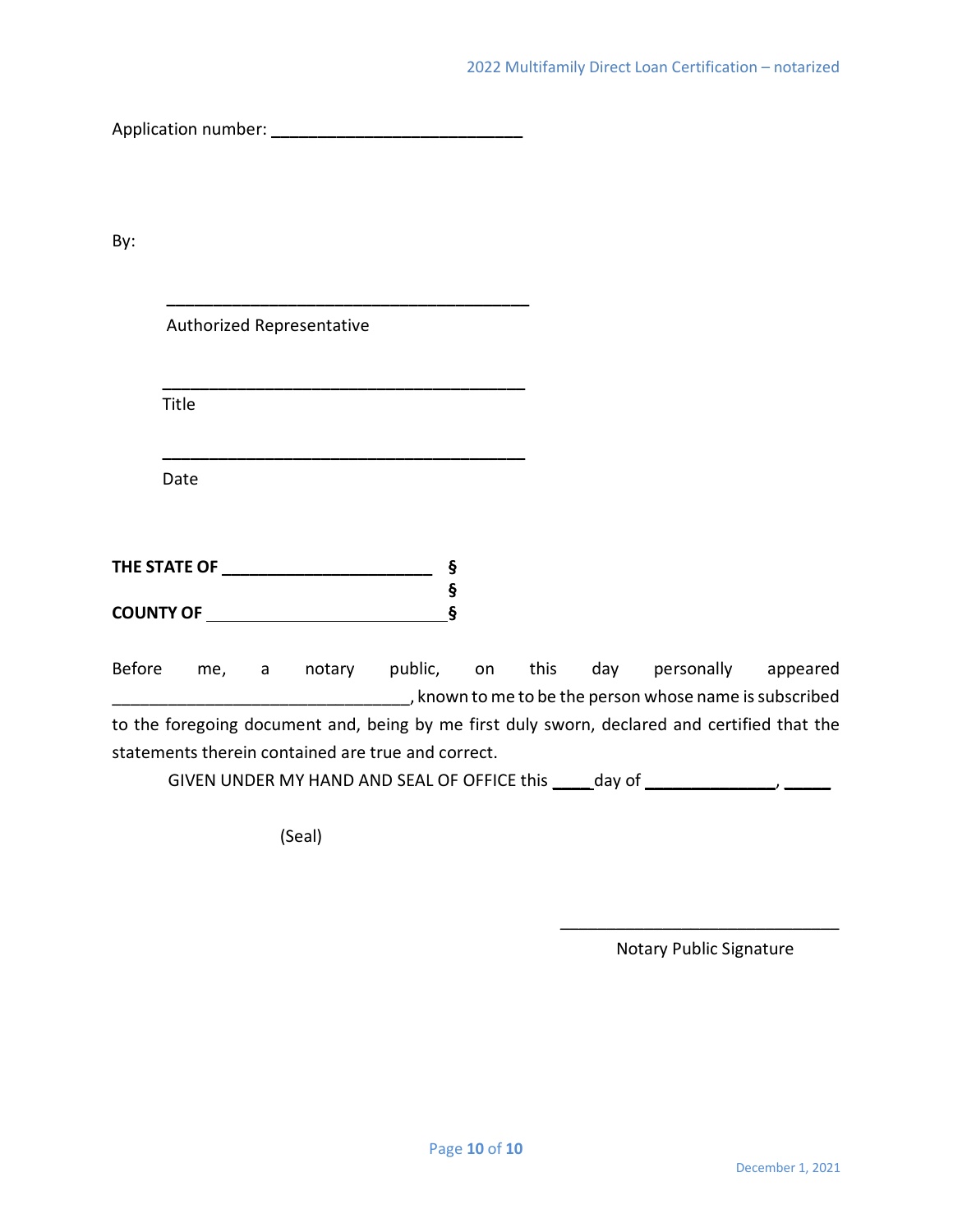Application number: ___________________________

By:

_______________________________________

Authorized Representative

_______________________________________

Title

_______________________________________

Date

**THE STATE OF ______________________ §**
**§**
**COUNTY OF ___________________________ §**

Before me, a notary public, on this day personally appeared _________________________________, known to me to be the person whose name is subscribed to the foregoing document and, being by me first duly sworn, declared and certified that the statements therein contained are true and correct.

GIVEN UNDER MY HAND AND SEAL OF OFFICE this ____day of ______________, _____

(Seal)

_______________________________

Notary Public Signature